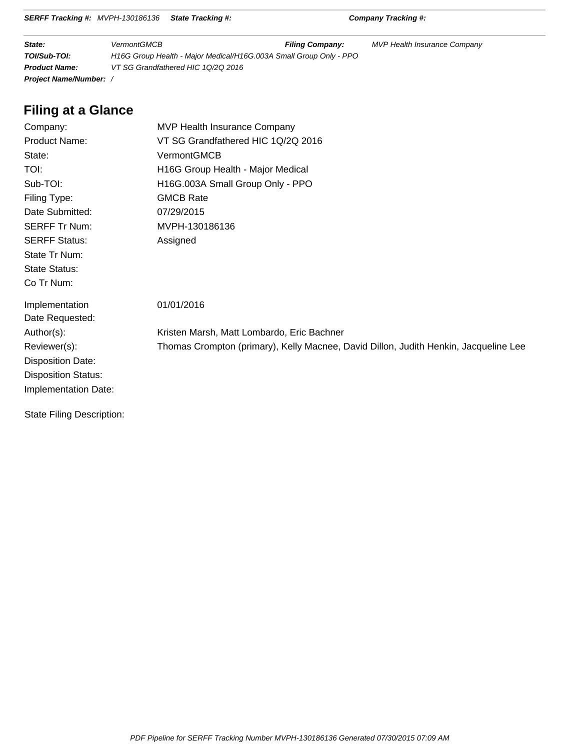**SERFF Tracking #:** *MVPH-130186136* **State Tracking #:** **Company Tracking #:**

| | | | |
|---|---|---|---|
| ***State:*** | *VermontGMCB* | ***Filing Company:*** | *MVP Health Insurance Company* |
| ***TOI/Sub-TOI:*** | *H16G Group Health - Major Medical/H16G.003A Small Group Only - PPO* | | |
| ***Product Name:*** | *VT SG Grandfathered HIC 1Q/2Q 2016* | | |
| ***Project Name/Number:*** | */* | | |

## Filing at a Glance

| | |
|---|---|
| Company: | MVP Health Insurance Company |
| Product Name: | VT SG Grandfathered HIC 1Q/2Q 2016 |
| State: | VermontGMCB |
| TOI: | H16G Group Health - Major Medical |
| Sub-TOI: | H16G.003A Small Group Only - PPO |
| Filing Type: | GMCB Rate |
| Date Submitted: | 07/29/2015 |
| SERFF Tr Num: | MVPH-130186136 |
| SERFF Status: | Assigned |
| State Tr Num: | |
| State Status: | |
| Co Tr Num: | |
| Implementation Date Requested: | 01/01/2016 |
| Author(s): | Kristen Marsh, Matt Lombardo, Eric Bachner |
| Reviewer(s): | Thomas Crompton (primary), Kelly Macnee, David Dillon, Judith Henkin, Jacqueline Lee |
| Disposition Date: | |
| Disposition Status: | |
| Implementation Date: | |

State Filing Description: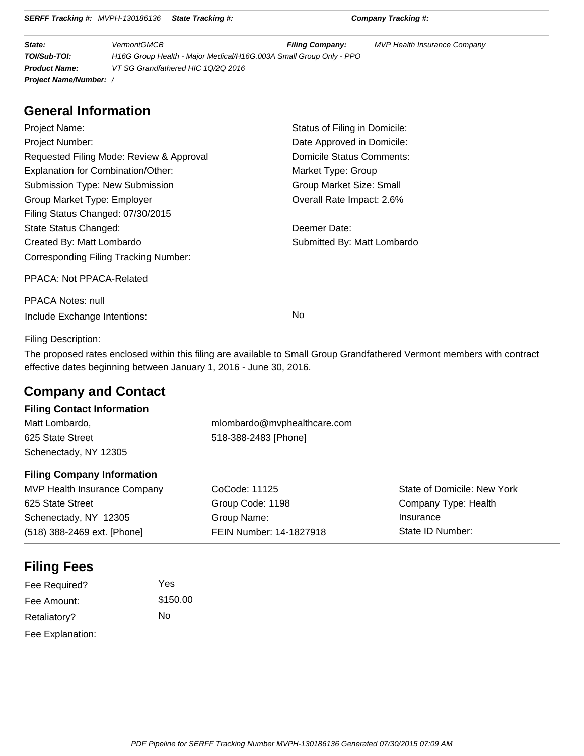**SERFF Tracking #:** MVPH-130186136 **State Tracking #:** **Company Tracking #:**

| | | | |
|---|---|---|---|
| **State:** | VermontGMCB | **Filing Company:** | MVP Health Insurance Company |
| **TOI/Sub-TOI:** | H16G Group Health - Major Medical/H16G.003A Small Group Only - PPO | | |
| **Product Name:** | VT SG Grandfathered HIC 1Q/2Q 2016 | | |
| **Project Name/Number:** | / | | |

## General Information

| | |
|---|---|
| Project Name: | Status of Filing in Domicile: |
| Project Number: | Date Approved in Domicile: |
| Requested Filing Mode: Review & Approval | Domicile Status Comments: |
| Explanation for Combination/Other: | Market Type: Group |
| Submission Type: New Submission | Group Market Size: Small |
| Group Market Type: Employer | Overall Rate Impact: 2.6% |
| Filing Status Changed: 07/30/2015 | |
| State Status Changed: | Deemer Date: |
| Created By: Matt Lombardo | Submitted By: Matt Lombardo |
| Corresponding Filing Tracking Number: | |

PPACA: Not PPACA-Related

PPACA Notes: null

Include Exchange Intentions: No

Filing Description:

The proposed rates enclosed within this filing are available to Small Group Grandfathered Vermont members with contract effective dates beginning between January 1, 2016 - June 30, 2016.

## Company and Contact

### Filing Contact Information

Matt Lombardo,
625 State Street
Schenectady, NY 12305

mlombardo@mvphealthcare.com
518-388-2483 [Phone]

### Filing Company Information

| | | |
|---|---|---|
| MVP Health Insurance Company | CoCode: 11125 | State of Domicile: New York |
| 625 State Street | Group Code: 1198 | Company Type: Health Insurance |
| Schenectady, NY 12305 | Group Name: | |
| (518) 388-2469 ext. [Phone] | FEIN Number: 14-1827918 | State ID Number: |

## Filing Fees

| | |
|---|---|
| Fee Required? | Yes |
| Fee Amount: | $150.00 |
| Retaliatory? | No |
| Fee Explanation: | |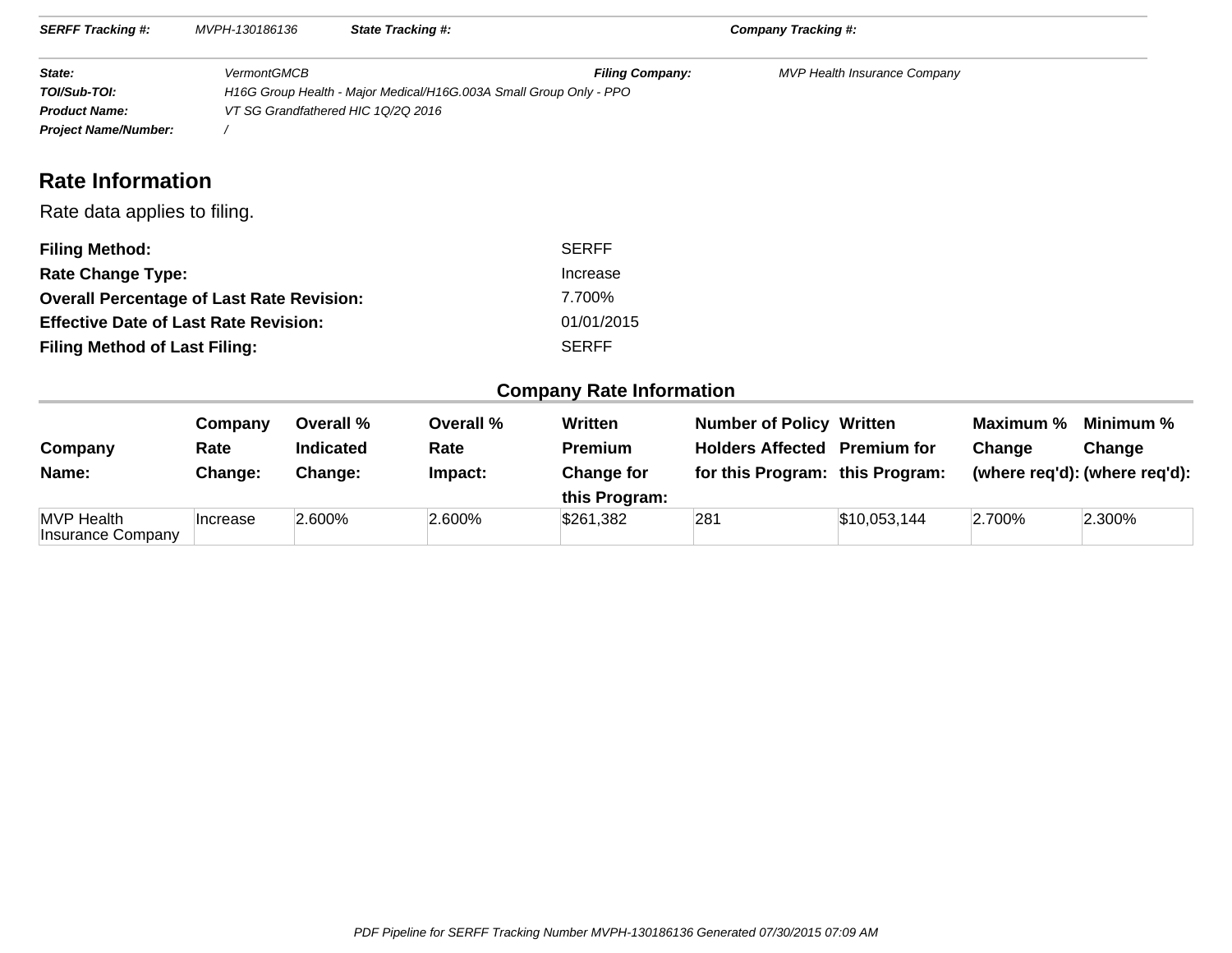**SERFF Tracking #:** MVPH-130186136 **State Tracking #:** **Company Tracking #:**

**State:** VermontGMCB **Filing Company:** MVP Health Insurance Company
**TOI/Sub-TOI:** H16G Group Health - Major Medical/H16G.003A Small Group Only - PPO
**Product Name:** VT SG Grandfathered HIC 1Q/2Q 2016
**Project Name/Number:** /

## Rate Information

Rate data applies to filing.

**Filing Method:** SERFF
**Rate Change Type:** Increase
**Overall Percentage of Last Rate Revision:** 7.700%
**Effective Date of Last Rate Revision:** 01/01/2015
**Filing Method of Last Filing:** SERFF

### Company Rate Information

| Company Name: | Company Rate Change: | Overall % Indicated Change: | Overall % Rate Impact: | Written Premium Change for this Program: | Number of Policy Holders Affected for this Program: | Written Premium for this Program: | Maximum % Change (where req'd): | Minimum % Change (where req'd): |
|---|---|---|---|---|---|---|---|---|
| MVP Health Insurance Company | Increase | 2.600% | 2.600% | $261,382 | 281 | $10,053,144 | 2.700% | 2.300% |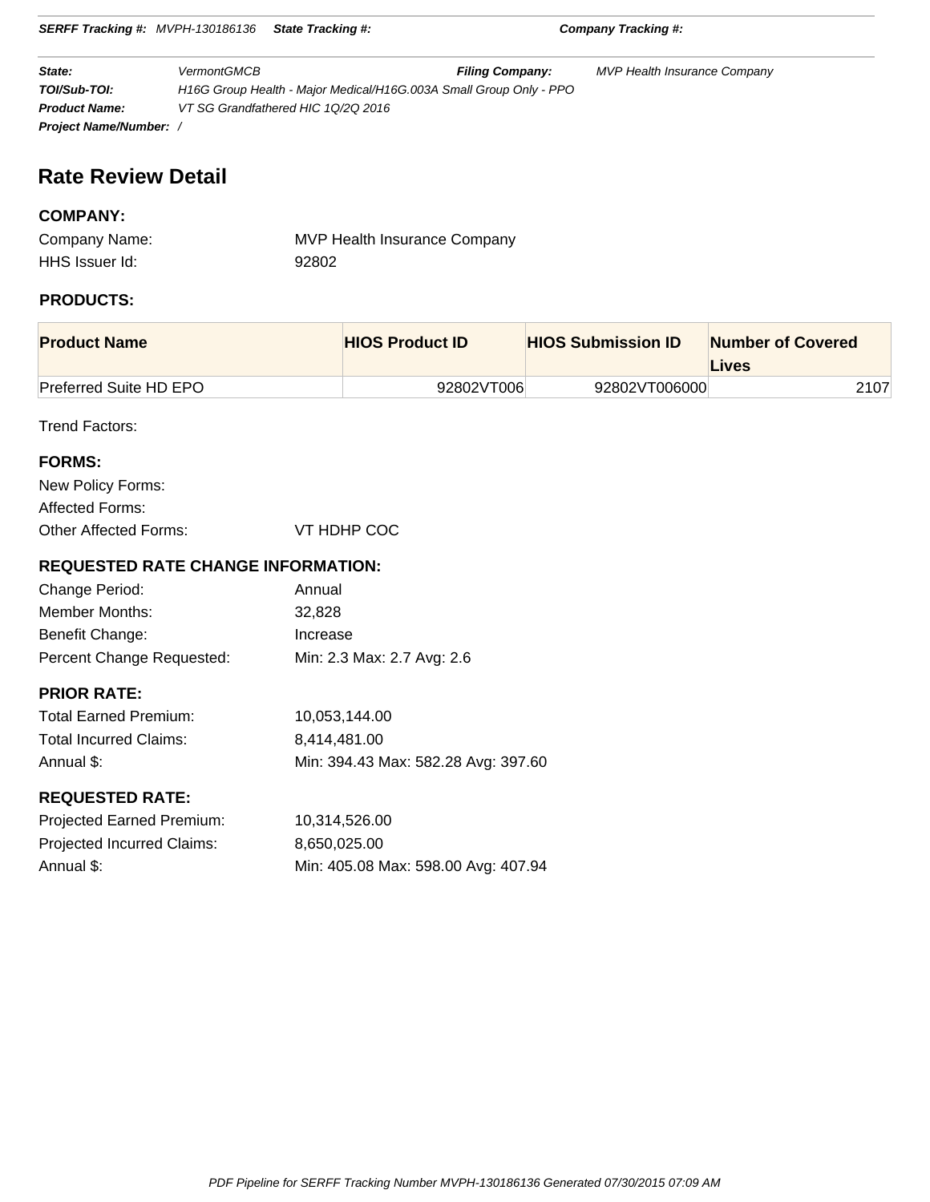**SERFF Tracking #:** MVPH-130186136 **State Tracking #:** **Company Tracking #:**

| | | | |
|---|---|---|---|
| **State:** | VermontGMCB | **Filing Company:** | MVP Health Insurance Company |
| **TOI/Sub-TOI:** | H16G Group Health - Major Medical/H16G.003A Small Group Only - PPO | | |
| **Product Name:** | VT SG Grandfathered HIC 1Q/2Q 2016 | | |
| **Project Name/Number:** | / | | |

# Rate Review Detail

## COMPANY:

Company Name: MVP Health Insurance Company

HHS Issuer Id: 92802

## PRODUCTS:

| Product Name | HIOS Product ID | HIOS Submission ID | Number of Covered Lives |
|---|---|---|---|
| Preferred Suite HD EPO | 92802VT006 | 92802VT006000 | 2107 |

Trend Factors:

## FORMS:

New Policy Forms:

Affected Forms:

Other Affected Forms: VT HDHP COC

## REQUESTED RATE CHANGE INFORMATION:

Change Period: Annual

Member Months: 32,828

Benefit Change: Increase

Percent Change Requested: Min: 2.3 Max: 2.7 Avg: 2.6

## PRIOR RATE:

Total Earned Premium: 10,053,144.00

Total Incurred Claims: 8,414,481.00

Annual $: Min: 394.43 Max: 582.28 Avg: 397.60

## REQUESTED RATE:

Projected Earned Premium: 10,314,526.00

Projected Incurred Claims: 8,650,025.00

Annual $: Min: 405.08 Max: 598.00 Avg: 407.94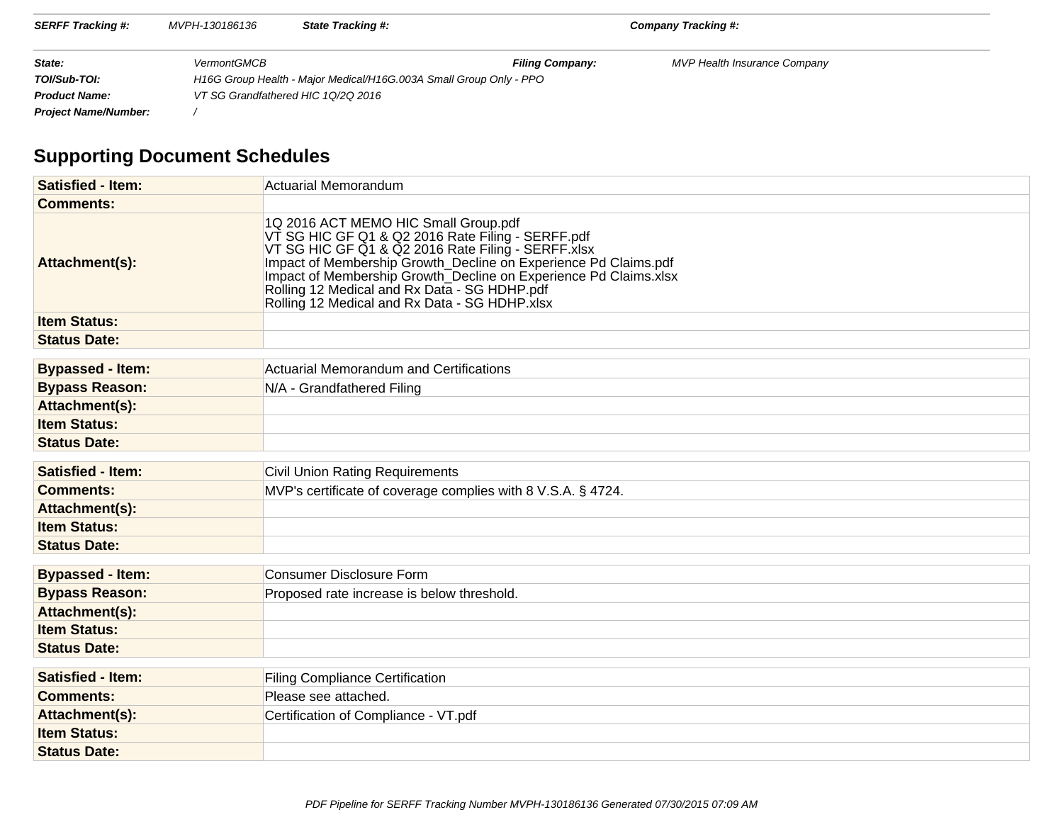| | | | |
|---|---|---|---|
| **SERFF Tracking #:** | MVPH-130186136 | **State Tracking #:** | **Company Tracking #:** |

| | | | |
|---|---|---|---|
| **State:** | VermontGMCB | **Filing Company:** | MVP Health Insurance Company |
| **TOI/Sub-TOI:** | H16G Group Health - Major Medical/H16G.003A Small Group Only - PPO | | |
| **Product Name:** | VT SG Grandfathered HIC 1Q/2Q 2016 | | |
| **Project Name/Number:** | / | | |

## Supporting Document Schedules

| | |
|---|---|
| **Satisfied - Item:** | Actuarial Memorandum |
| **Comments:** | |
| **Attachment(s):** | 1Q 2016 ACT MEMO HIC Small Group.pdf<br>VT SG HIC GF Q1 & Q2 2016 Rate Filing - SERFF.pdf<br>VT SG HIC GF Q1 & Q2 2016 Rate Filing - SERFF.xlsx<br>Impact of Membership Growth_Decline on Experience Pd Claims.pdf<br>Impact of Membership Growth_Decline on Experience Pd Claims.xlsx<br>Rolling 12 Medical and Rx Data - SG HDHP.pdf<br>Rolling 12 Medical and Rx Data - SG HDHP.xlsx |
| **Item Status:** | |
| **Status Date:** | |

| | |
|---|---|
| **Bypassed - Item:** | Actuarial Memorandum and Certifications |
| **Bypass Reason:** | N/A - Grandfathered Filing |
| **Attachment(s):** | |
| **Item Status:** | |
| **Status Date:** | |

| | |
|---|---|
| **Satisfied - Item:** | Civil Union Rating Requirements |
| **Comments:** | MVP's certificate of coverage complies with 8 V.S.A. § 4724. |
| **Attachment(s):** | |
| **Item Status:** | |
| **Status Date:** | |

| | |
|---|---|
| **Bypassed - Item:** | Consumer Disclosure Form |
| **Bypass Reason:** | Proposed rate increase is below threshold. |
| **Attachment(s):** | |
| **Item Status:** | |
| **Status Date:** | |

| | |
|---|---|
| **Satisfied - Item:** | Filing Compliance Certification |
| **Comments:** | Please see attached. |
| **Attachment(s):** | Certification of Compliance - VT.pdf |
| **Item Status:** | |
| **Status Date:** | |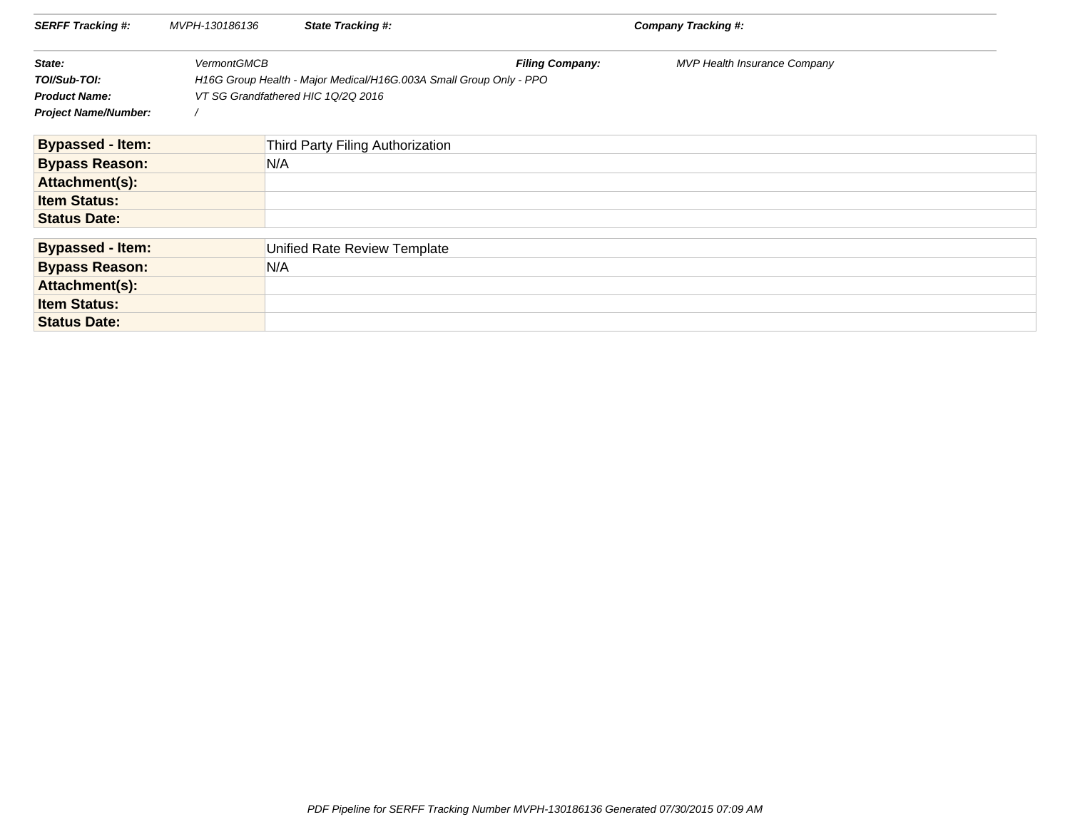| | | | |
|---|---|---|---|
| **SERFF Tracking #:** | *MVPH-130186136* | **State Tracking #:** | **Company Tracking #:** |

| | | | |
|---|---|---|---|
| **State:** | *VermontGMCB* | **Filing Company:** | *MVP Health Insurance Company* |
| **TOI/Sub-TOI:** | *H16G Group Health - Major Medical/H16G.003A Small Group Only - PPO* | | |
| **Product Name:** | *VT SG Grandfathered HIC 1Q/2Q 2016* | | |
| **Project Name/Number:** | */* | | |

| | |
|---|---|
| **Bypassed - Item:** | Third Party Filing Authorization |
| **Bypass Reason:** | N/A |
| **Attachment(s):** | |
| **Item Status:** | |
| **Status Date:** | |

| | |
|---|---|
| **Bypassed - Item:** | Unified Rate Review Template |
| **Bypass Reason:** | N/A |
| **Attachment(s):** | |
| **Item Status:** | |
| **Status Date:** | |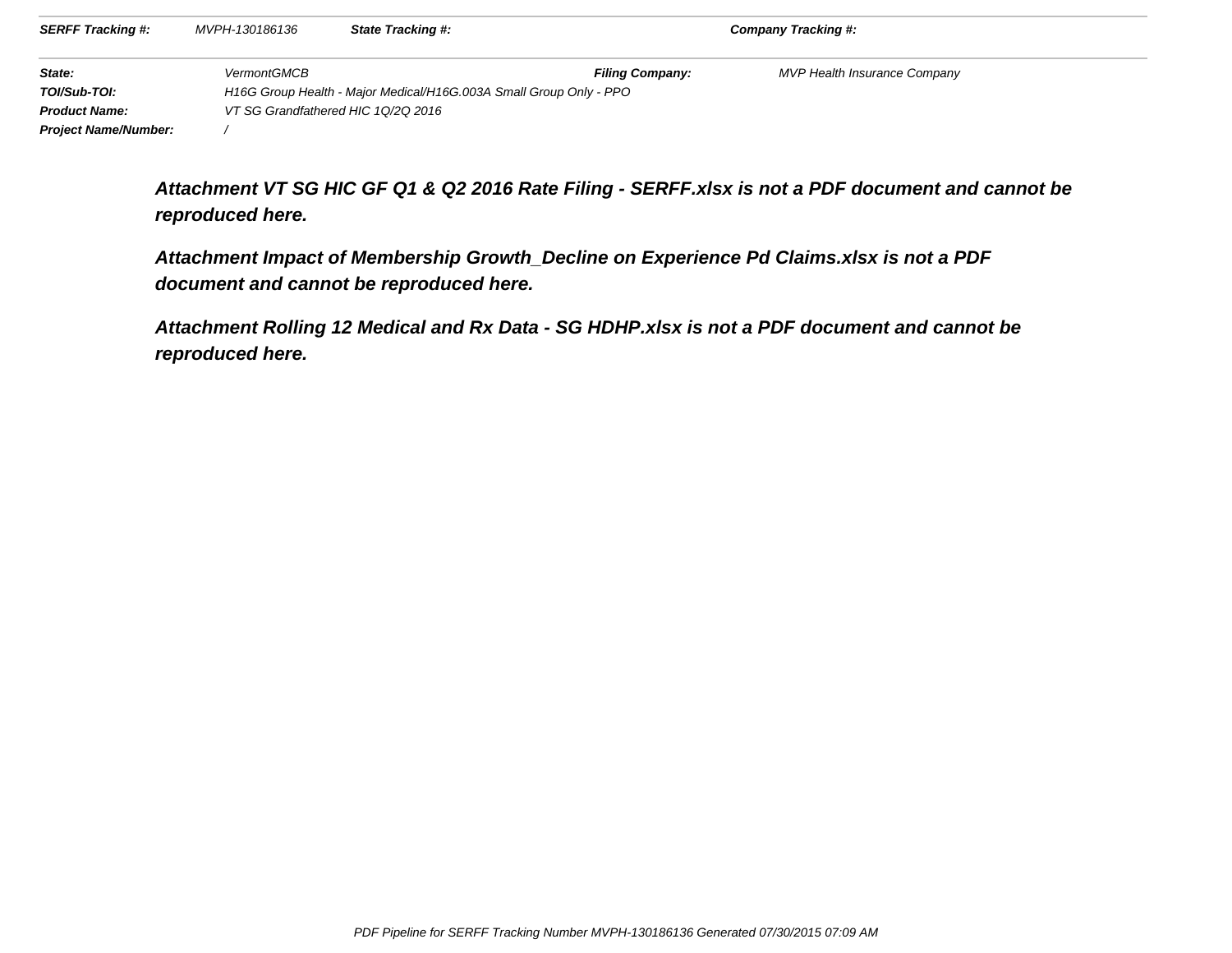| SERFF Tracking #: | MVPH-130186136 | State Tracking #: | | Company Tracking #: | |
|---|---|---|---|---|---|

| State: | VermontGMCB | Filing Company: | MVP Health Insurance Company |
|---|---|---|---|
| TOI/Sub-TOI: | H16G Group Health - Major Medical/H16G.003A Small Group Only - PPO | | |
| Product Name: | VT SG Grandfathered HIC 1Q/2Q 2016 | | |
| Project Name/Number: | / | | |

**Attachment VT SG HIC GF Q1 & Q2 2016 Rate Filing - SERFF.xlsx is not a PDF document and cannot be reproduced here.**

**Attachment Impact of Membership Growth_Decline on Experience Pd Claims.xlsx is not a PDF document and cannot be reproduced here.**

**Attachment Rolling 12 Medical and Rx Data - SG HDHP.xlsx is not a PDF document and cannot be reproduced here.**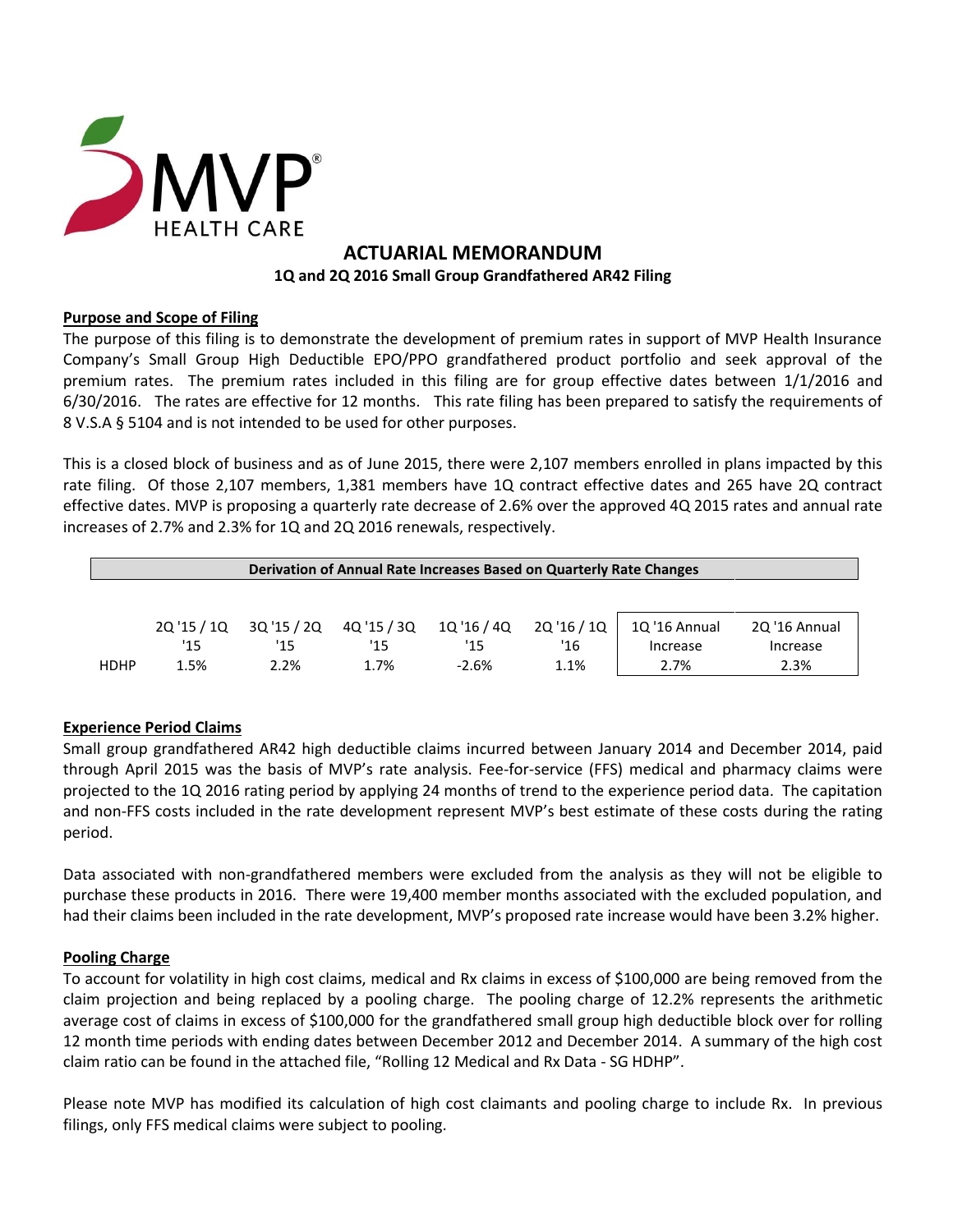MVP HEALTH CARE

# ACTUARIAL MEMORANDUM

### 1Q and 2Q 2016 Small Group Grandfathered AR42 Filing

**Purpose and Scope of Filing**

The purpose of this filing is to demonstrate the development of premium rates in support of MVP Health Insurance Company's Small Group High Deductible EPO/PPO grandfathered product portfolio and seek approval of the premium rates. The premium rates included in this filing are for group effective dates between 1/1/2016 and 6/30/2016. The rates are effective for 12 months. This rate filing has been prepared to satisfy the requirements of 8 V.S.A § 5104 and is not intended to be used for other purposes.

This is a closed block of business and as of June 2015, there were 2,107 members enrolled in plans impacted by this rate filing. Of those 2,107 members, 1,381 members have 1Q contract effective dates and 265 have 2Q contract effective dates. MVP is proposing a quarterly rate decrease of 2.6% over the approved 4Q 2015 rates and annual rate increases of 2.7% and 2.3% for 1Q and 2Q 2016 renewals, respectively.

| Derivation of Annual Rate Increases Based on Quarterly Rate Changes | | | | | | | |
|---|---|---|---|---|---|---|---|
| | 2Q '15 / 1Q '15 | 3Q '15 / 2Q '15 | 4Q '15 / 3Q '15 | 1Q '16 / 4Q '15 | 2Q '16 / 1Q '16 | 1Q '16 Annual Increase | 2Q '16 Annual Increase |
| HDHP | 1.5% | 2.2% | 1.7% | -2.6% | 1.1% | 2.7% | 2.3% |

**Experience Period Claims**

Small group grandfathered AR42 high deductible claims incurred between January 2014 and December 2014, paid through April 2015 was the basis of MVP's rate analysis. Fee-for-service (FFS) medical and pharmacy claims were projected to the 1Q 2016 rating period by applying 24 months of trend to the experience period data. The capitation and non-FFS costs included in the rate development represent MVP's best estimate of these costs during the rating period.

Data associated with non-grandfathered members were excluded from the analysis as they will not be eligible to purchase these products in 2016. There were 19,400 member months associated with the excluded population, and had their claims been included in the rate development, MVP's proposed rate increase would have been 3.2% higher.

**Pooling Charge**

To account for volatility in high cost claims, medical and Rx claims in excess of $100,000 are being removed from the claim projection and being replaced by a pooling charge. The pooling charge of 12.2% represents the arithmetic average cost of claims in excess of $100,000 for the grandfathered small group high deductible block over for rolling 12 month time periods with ending dates between December 2012 and December 2014. A summary of the high cost claim ratio can be found in the attached file, "Rolling 12 Medical and Rx Data - SG HDHP".

Please note MVP has modified its calculation of high cost claimants and pooling charge to include Rx. In previous filings, only FFS medical claims were subject to pooling.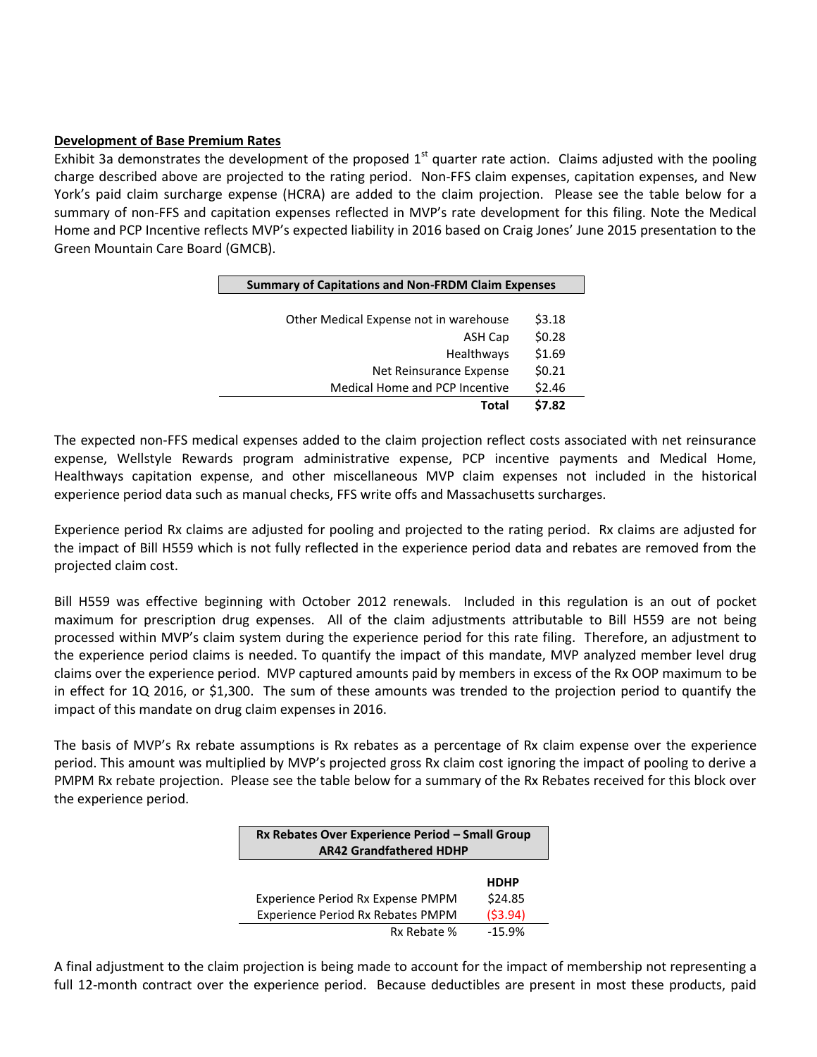**Development of Base Premium Rates**

Exhibit 3a demonstrates the development of the proposed 1st quarter rate action. Claims adjusted with the pooling charge described above are projected to the rating period. Non-FFS claim expenses, capitation expenses, and New York's paid claim surcharge expense (HCRA) are added to the claim projection. Please see the table below for a summary of non-FFS and capitation expenses reflected in MVP's rate development for this filing. Note the Medical Home and PCP Incentive reflects MVP's expected liability in 2016 based on Craig Jones' June 2015 presentation to the Green Mountain Care Board (GMCB).

| Summary of Capitations and Non-FRDM Claim Expenses | |
|---|---|
| Other Medical Expense not in warehouse | $3.18 |
| ASH Cap | $0.28 |
| Healthways | $1.69 |
| Net Reinsurance Expense | $0.21 |
| Medical Home and PCP Incentive | $2.46 |
| **Total** | **$7.82** |

The expected non-FFS medical expenses added to the claim projection reflect costs associated with net reinsurance expense, Wellstyle Rewards program administrative expense, PCP incentive payments and Medical Home, Healthways capitation expense, and other miscellaneous MVP claim expenses not included in the historical experience period data such as manual checks, FFS write offs and Massachusetts surcharges.

Experience period Rx claims are adjusted for pooling and projected to the rating period. Rx claims are adjusted for the impact of Bill H559 which is not fully reflected in the experience period data and rebates are removed from the projected claim cost.

Bill H559 was effective beginning with October 2012 renewals. Included in this regulation is an out of pocket maximum for prescription drug expenses. All of the claim adjustments attributable to Bill H559 are not being processed within MVP's claim system during the experience period for this rate filing. Therefore, an adjustment to the experience period claims is needed. To quantify the impact of this mandate, MVP analyzed member level drug claims over the experience period. MVP captured amounts paid by members in excess of the Rx OOP maximum to be in effect for 1Q 2016, or $1,300. The sum of these amounts was trended to the projection period to quantify the impact of this mandate on drug claim expenses in 2016.

The basis of MVP's Rx rebate assumptions is Rx rebates as a percentage of Rx claim expense over the experience period. This amount was multiplied by MVP's projected gross Rx claim cost ignoring the impact of pooling to derive a PMPM Rx rebate projection. Please see the table below for a summary of the Rx Rebates received for this block over the experience period.

| Rx Rebates Over Experience Period – Small Group AR42 Grandfathered HDHP | |
|---|---|
| | **HDHP** |
| Experience Period Rx Expense PMPM | $24.85 |
| Experience Period Rx Rebates PMPM | ($3.94) |
| Rx Rebate % | -15.9% |

A final adjustment to the claim projection is being made to account for the impact of membership not representing a full 12-month contract over the experience period. Because deductibles are present in most these products, paid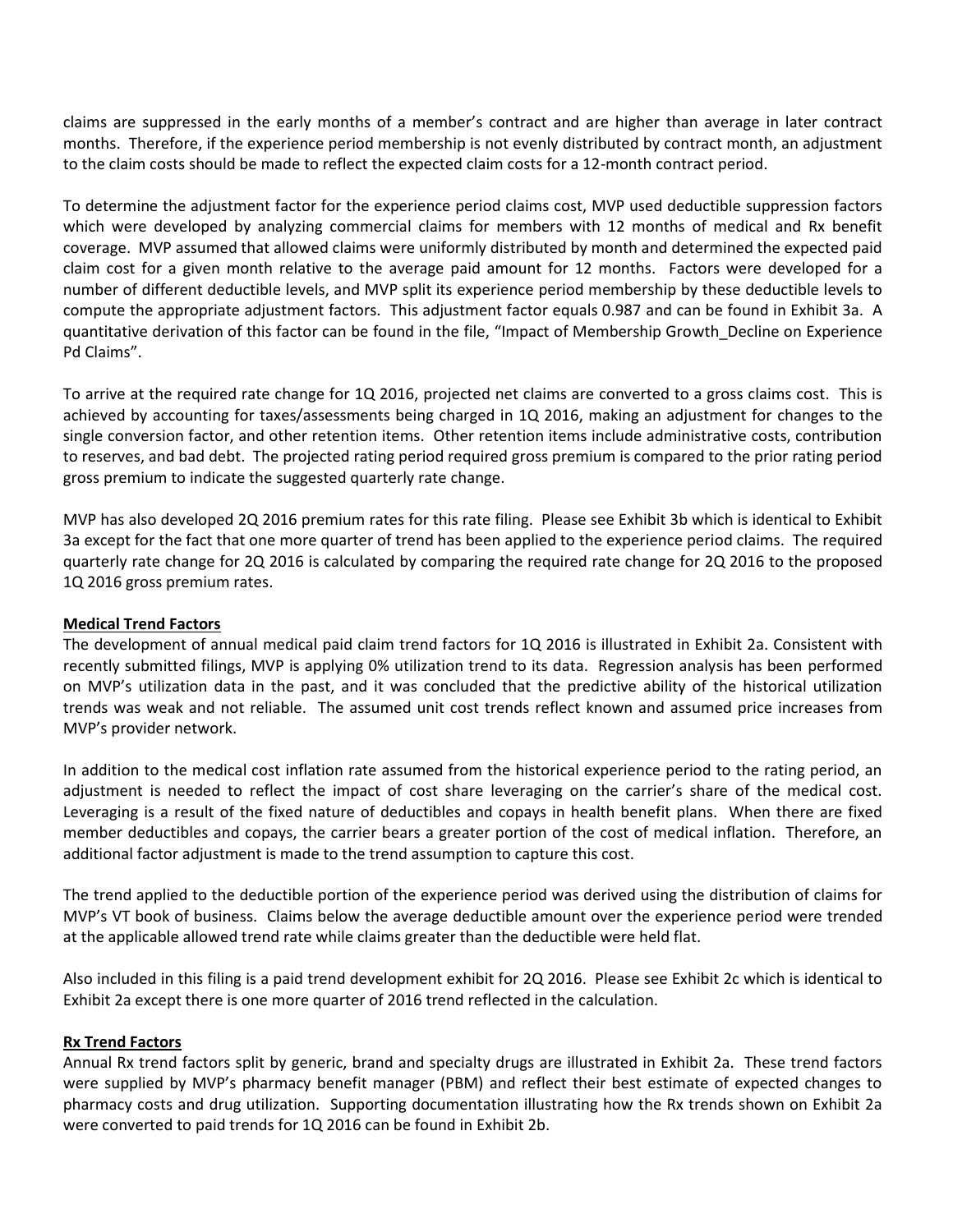claims are suppressed in the early months of a member's contract and are higher than average in later contract months. Therefore, if the experience period membership is not evenly distributed by contract month, an adjustment to the claim costs should be made to reflect the expected claim costs for a 12-month contract period.

To determine the adjustment factor for the experience period claims cost, MVP used deductible suppression factors which were developed by analyzing commercial claims for members with 12 months of medical and Rx benefit coverage. MVP assumed that allowed claims were uniformly distributed by month and determined the expected paid claim cost for a given month relative to the average paid amount for 12 months. Factors were developed for a number of different deductible levels, and MVP split its experience period membership by these deductible levels to compute the appropriate adjustment factors. This adjustment factor equals 0.987 and can be found in Exhibit 3a. A quantitative derivation of this factor can be found in the file, "Impact of Membership Growth_Decline on Experience Pd Claims".

To arrive at the required rate change for 1Q 2016, projected net claims are converted to a gross claims cost. This is achieved by accounting for taxes/assessments being charged in 1Q 2016, making an adjustment for changes to the single conversion factor, and other retention items. Other retention items include administrative costs, contribution to reserves, and bad debt. The projected rating period required gross premium is compared to the prior rating period gross premium to indicate the suggested quarterly rate change.

MVP has also developed 2Q 2016 premium rates for this rate filing. Please see Exhibit 3b which is identical to Exhibit 3a except for the fact that one more quarter of trend has been applied to the experience period claims. The required quarterly rate change for 2Q 2016 is calculated by comparing the required rate change for 2Q 2016 to the proposed 1Q 2016 gross premium rates.

**Medical Trend Factors**

The development of annual medical paid claim trend factors for 1Q 2016 is illustrated in Exhibit 2a. Consistent with recently submitted filings, MVP is applying 0% utilization trend to its data. Regression analysis has been performed on MVP's utilization data in the past, and it was concluded that the predictive ability of the historical utilization trends was weak and not reliable. The assumed unit cost trends reflect known and assumed price increases from MVP's provider network.

In addition to the medical cost inflation rate assumed from the historical experience period to the rating period, an adjustment is needed to reflect the impact of cost share leveraging on the carrier's share of the medical cost. Leveraging is a result of the fixed nature of deductibles and copays in health benefit plans. When there are fixed member deductibles and copays, the carrier bears a greater portion of the cost of medical inflation. Therefore, an additional factor adjustment is made to the trend assumption to capture this cost.

The trend applied to the deductible portion of the experience period was derived using the distribution of claims for MVP's VT book of business. Claims below the average deductible amount over the experience period were trended at the applicable allowed trend rate while claims greater than the deductible were held flat.

Also included in this filing is a paid trend development exhibit for 2Q 2016. Please see Exhibit 2c which is identical to Exhibit 2a except there is one more quarter of 2016 trend reflected in the calculation.

**Rx Trend Factors**

Annual Rx trend factors split by generic, brand and specialty drugs are illustrated in Exhibit 2a. These trend factors were supplied by MVP's pharmacy benefit manager (PBM) and reflect their best estimate of expected changes to pharmacy costs and drug utilization. Supporting documentation illustrating how the Rx trends shown on Exhibit 2a were converted to paid trends for 1Q 2016 can be found in Exhibit 2b.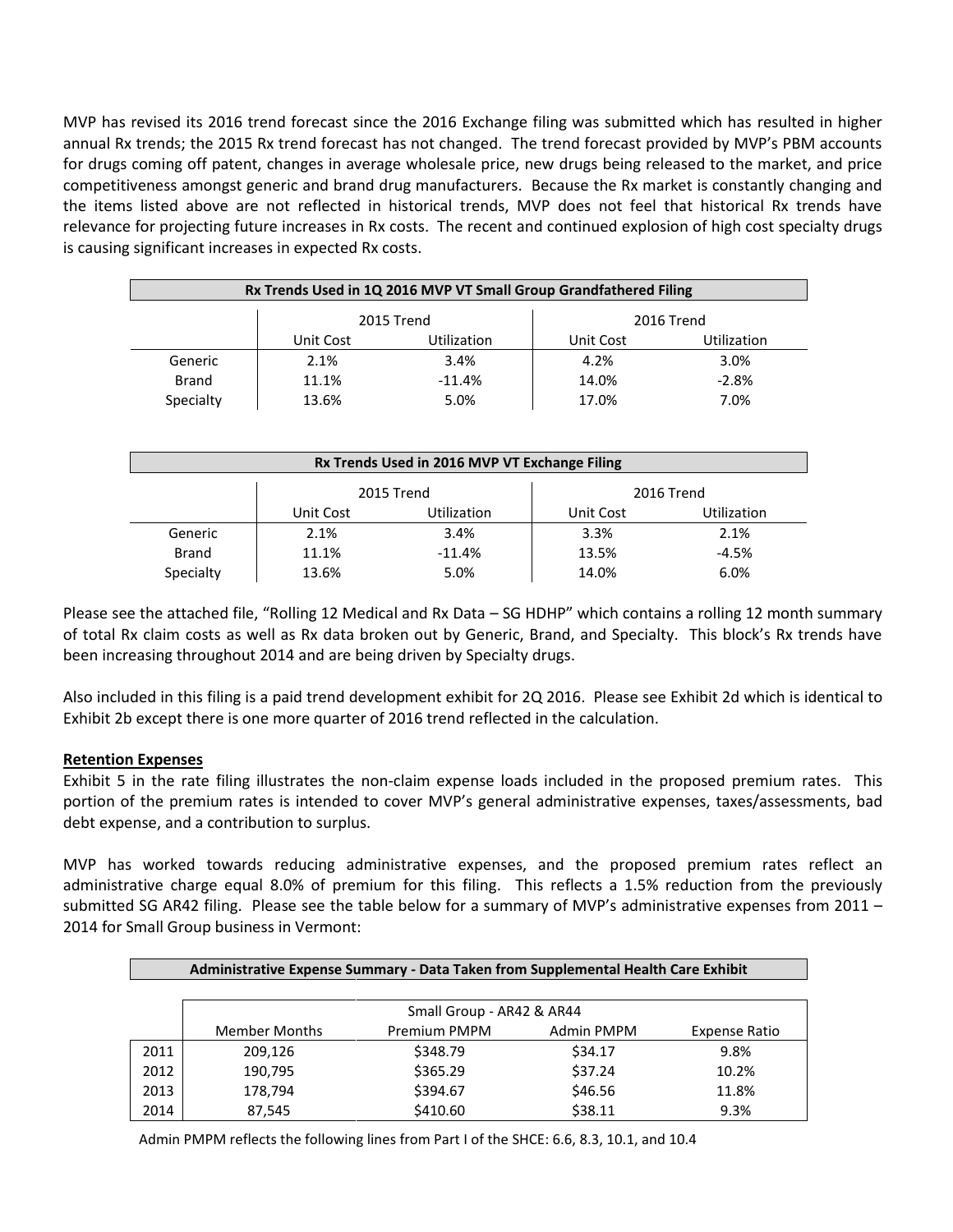MVP has revised its 2016 trend forecast since the 2016 Exchange filing was submitted which has resulted in higher annual Rx trends; the 2015 Rx trend forecast has not changed. The trend forecast provided by MVP's PBM accounts for drugs coming off patent, changes in average wholesale price, new drugs being released to the market, and price competitiveness amongst generic and brand drug manufacturers. Because the Rx market is constantly changing and the items listed above are not reflected in historical trends, MVP does not feel that historical Rx trends have relevance for projecting future increases in Rx costs. The recent and continued explosion of high cost specialty drugs is causing significant increases in expected Rx costs.

| Rx Trends Used in 1Q 2016 MVP VT Small Group Grandfathered Filing | | | | |
|---|---|---|---|---|
| | 2015 Trend | | 2016 Trend | |
| | Unit Cost | Utilization | Unit Cost | Utilization |
| Generic | 2.1% | 3.4% | 4.2% | 3.0% |
| Brand | 11.1% | -11.4% | 14.0% | -2.8% |
| Specialty | 13.6% | 5.0% | 17.0% | 7.0% |

| Rx Trends Used in 2016 MVP VT Exchange Filing | | | | |
|---|---|---|---|---|
| | 2015 Trend | | 2016 Trend | |
| | Unit Cost | Utilization | Unit Cost | Utilization |
| Generic | 2.1% | 3.4% | 3.3% | 2.1% |
| Brand | 11.1% | -11.4% | 13.5% | -4.5% |
| Specialty | 13.6% | 5.0% | 14.0% | 6.0% |

Please see the attached file, "Rolling 12 Medical and Rx Data – SG HDHP" which contains a rolling 12 month summary of total Rx claim costs as well as Rx data broken out by Generic, Brand, and Specialty. This block's Rx trends have been increasing throughout 2014 and are being driven by Specialty drugs.

Also included in this filing is a paid trend development exhibit for 2Q 2016. Please see Exhibit 2d which is identical to Exhibit 2b except there is one more quarter of 2016 trend reflected in the calculation.

**Retention Expenses**

Exhibit 5 in the rate filing illustrates the non-claim expense loads included in the proposed premium rates. This portion of the premium rates is intended to cover MVP's general administrative expenses, taxes/assessments, bad debt expense, and a contribution to surplus.

MVP has worked towards reducing administrative expenses, and the proposed premium rates reflect an administrative charge equal 8.0% of premium for this filing. This reflects a 1.5% reduction from the previously submitted SG AR42 filing. Please see the table below for a summary of MVP's administrative expenses from 2011 – 2014 for Small Group business in Vermont:

| Administrative Expense Summary - Data Taken from Supplemental Health Care Exhibit | | | | |
|---|---|---|---|---|
| | Small Group - AR42 & AR44 | | | |
| | Member Months | Premium PMPM | Admin PMPM | Expense Ratio |
| 2011 | 209,126 | $348.79 | $34.17 | 9.8% |
| 2012 | 190,795 | $365.29 | $37.24 | 10.2% |
| 2013 | 178,794 | $394.67 | $46.56 | 11.8% |
| 2014 | 87,545 | $410.60 | $38.11 | 9.3% |

Admin PMPM reflects the following lines from Part I of the SHCE: 6.6, 8.3, 10.1, and 10.4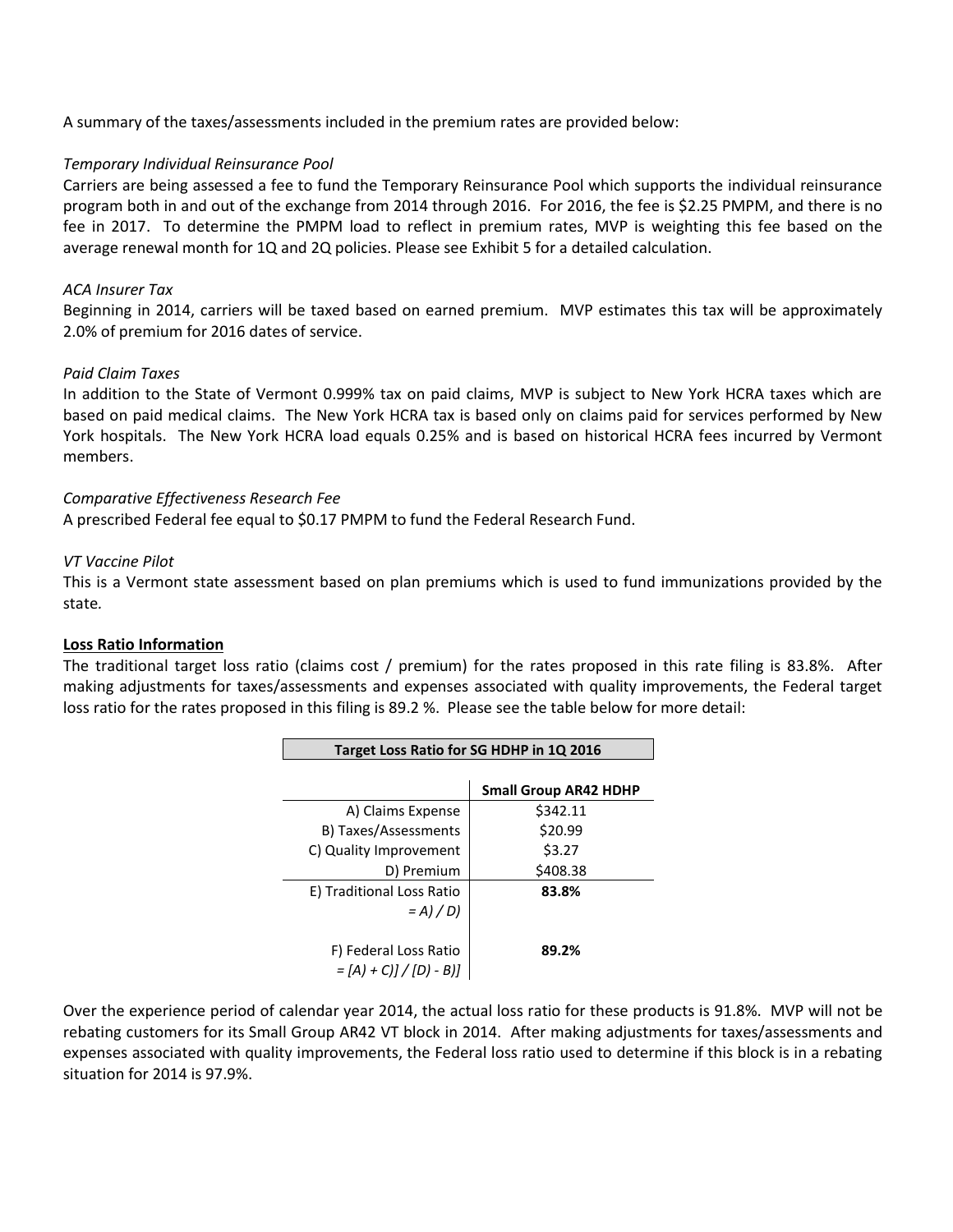A summary of the taxes/assessments included in the premium rates are provided below:

*Temporary Individual Reinsurance Pool*
Carriers are being assessed a fee to fund the Temporary Reinsurance Pool which supports the individual reinsurance program both in and out of the exchange from 2014 through 2016. For 2016, the fee is $2.25 PMPM, and there is no fee in 2017. To determine the PMPM load to reflect in premium rates, MVP is weighting this fee based on the average renewal month for 1Q and 2Q policies. Please see Exhibit 5 for a detailed calculation.

*ACA Insurer Tax*
Beginning in 2014, carriers will be taxed based on earned premium. MVP estimates this tax will be approximately 2.0% of premium for 2016 dates of service.

*Paid Claim Taxes*
In addition to the State of Vermont 0.999% tax on paid claims, MVP is subject to New York HCRA taxes which are based on paid medical claims. The New York HCRA tax is based only on claims paid for services performed by New York hospitals. The New York HCRA load equals 0.25% and is based on historical HCRA fees incurred by Vermont members.

*Comparative Effectiveness Research Fee*
A prescribed Federal fee equal to $0.17 PMPM to fund the Federal Research Fund.

*VT Vaccine Pilot*
This is a Vermont state assessment based on plan premiums which is used to fund immunizations provided by the state.

**Loss Ratio Information**
The traditional target loss ratio (claims cost / premium) for the rates proposed in this rate filing is 83.8%. After making adjustments for taxes/assessments and expenses associated with quality improvements, the Federal target loss ratio for the rates proposed in this filing is 89.2 %. Please see the table below for more detail:

**Target Loss Ratio for SG HDHP in 1Q 2016**

| | Small Group AR42 HDHP |
|---|---|
| A) Claims Expense | $342.11 |
| B) Taxes/Assessments | $20.99 |
| C) Quality Improvement | $3.27 |
| D) Premium | $408.38 |
| E) Traditional Loss Ratio *= A) / D)* | **83.8%** |
| F) Federal Loss Ratio *= [A) + C)] / [D) - B)]* | **89.2%** |

Over the experience period of calendar year 2014, the actual loss ratio for these products is 91.8%. MVP will not be rebating customers for its Small Group AR42 VT block in 2014. After making adjustments for taxes/assessments and expenses associated with quality improvements, the Federal loss ratio used to determine if this block is in a rebating situation for 2014 is 97.9%.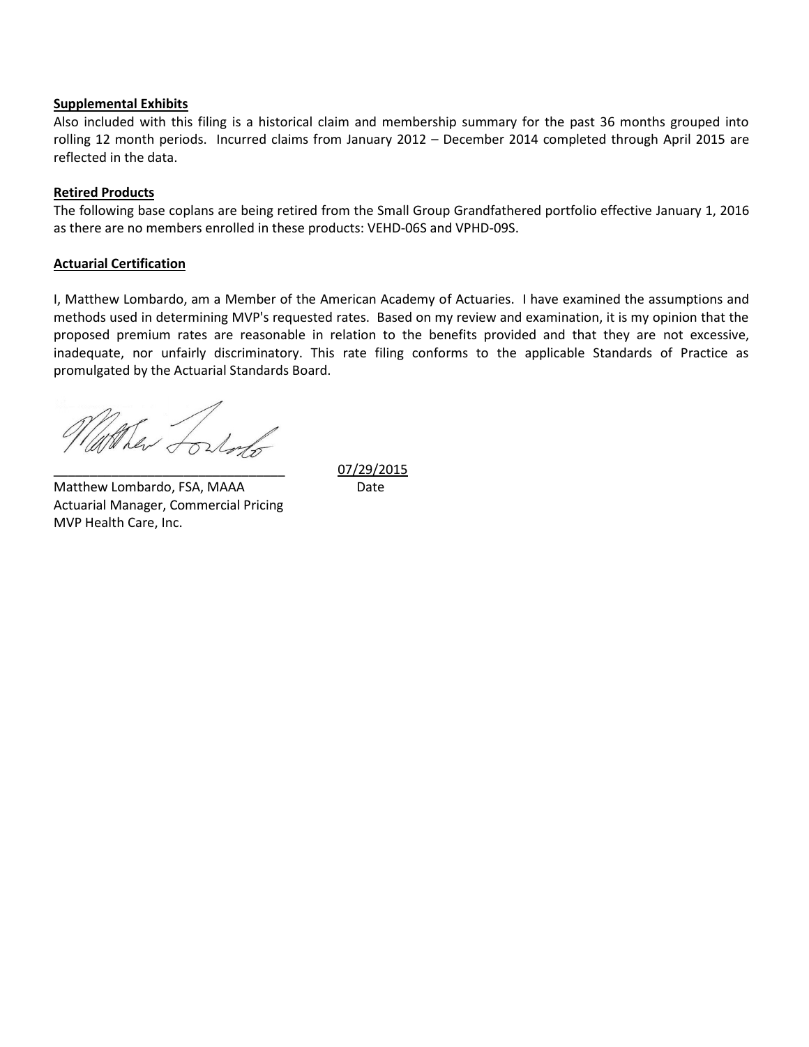**Supplemental Exhibits**

Also included with this filing is a historical claim and membership summary for the past 36 months grouped into rolling 12 month periods. Incurred claims from January 2012 – December 2014 completed through April 2015 are reflected in the data.

**Retired Products**

The following base coplans are being retired from the Small Group Grandfathered portfolio effective January 1, 2016 as there are no members enrolled in these products: VEHD-06S and VPHD-09S.

**Actuarial Certification**

I, Matthew Lombardo, am a Member of the American Academy of Actuaries. I have examined the assumptions and methods used in determining MVP's requested rates. Based on my review and examination, it is my opinion that the proposed premium rates are reasonable in relation to the benefits provided and that they are not excessive, inadequate, nor unfairly discriminatory. This rate filing conforms to the applicable Standards of Practice as promulgated by the Actuarial Standards Board.

_______________________________ 07/29/2015

Matthew Lombardo, FSA, MAAA Date

Actuarial Manager, Commercial Pricing

MVP Health Care, Inc.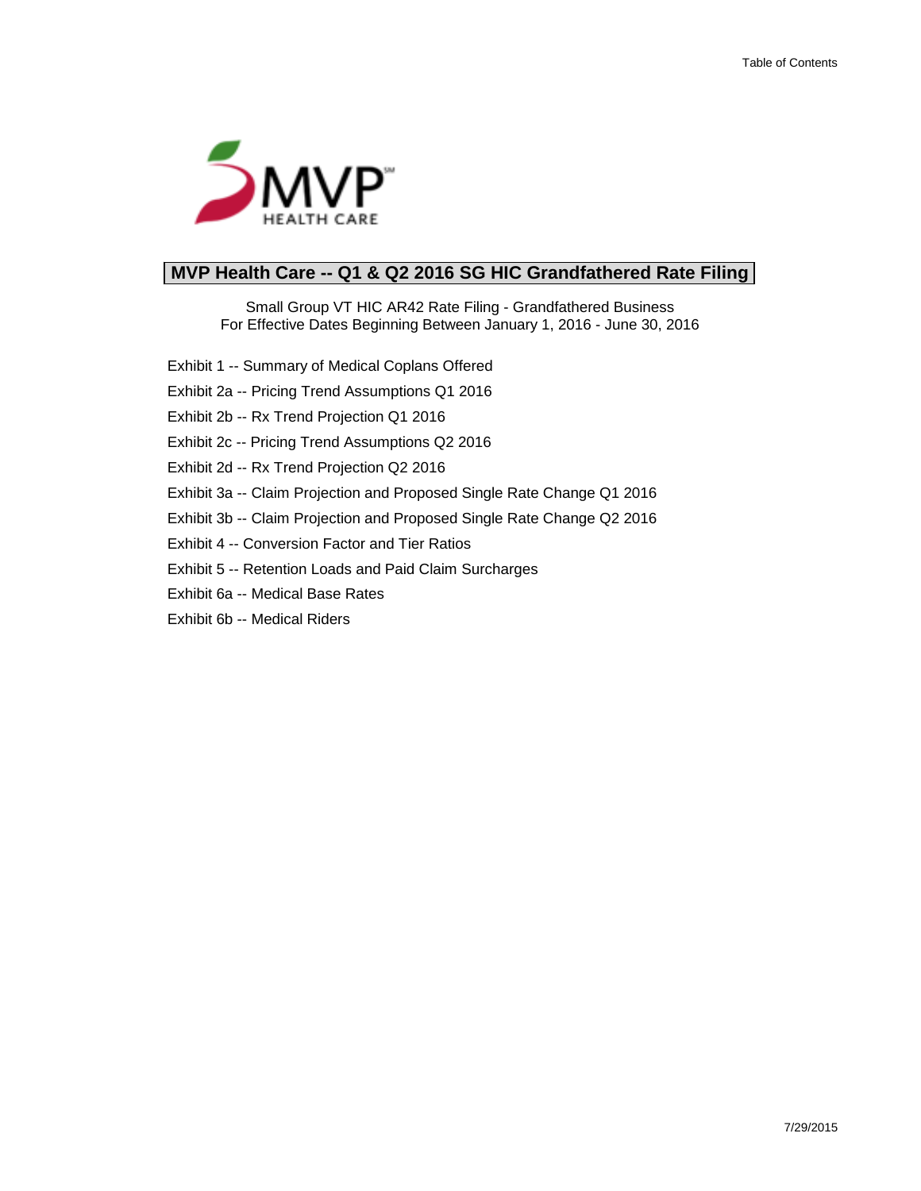Table of Contents

# MVP Health Care -- Q1 & Q2 2016 SG HIC Grandfathered Rate Filing

Small Group VT HIC AR42 Rate Filing - Grandfathered Business
For Effective Dates Beginning Between January 1, 2016 - June 30, 2016

- Exhibit 1 -- Summary of Medical Coplans Offered
- Exhibit 2a -- Pricing Trend Assumptions Q1 2016
- Exhibit 2b -- Rx Trend Projection Q1 2016
- Exhibit 2c -- Pricing Trend Assumptions Q2 2016
- Exhibit 2d -- Rx Trend Projection Q2 2016
- Exhibit 3a -- Claim Projection and Proposed Single Rate Change Q1 2016
- Exhibit 3b -- Claim Projection and Proposed Single Rate Change Q2 2016
- Exhibit 4 -- Conversion Factor and Tier Ratios
- Exhibit 5 -- Retention Loads and Paid Claim Surcharges
- Exhibit 6a -- Medical Base Rates
- Exhibit 6b -- Medical Riders

7/29/2015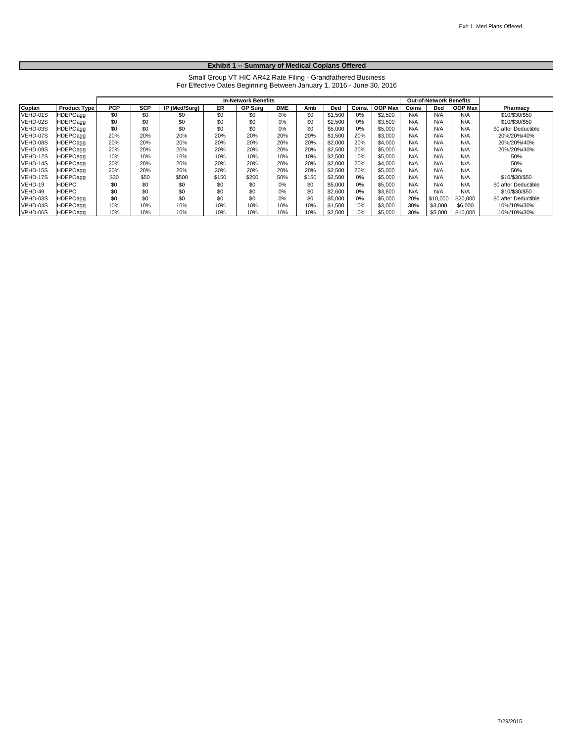## Exhibit 1 -- Summary of Medical Coplans Offered

Small Group VT HIC AR42 Rate Filing - Grandfathered Business
For Effective Dates Beginning Between January 1, 2016 - June 30, 2016

| | | In-Network Benefits | | | | | | | | | | Out-of-Network Benefits | | | |
|---|---|---|---|---|---|---|---|---|---|---|---|---|---|---|---|
| Coplan | Product Type | PCP | SCP | IP (Med/Surg) | ER | OP Surg | DME | Amb | Ded | Coins. | OOP Max | Coins | Ded | OOP Max | Pharmacy |
| VEHD-01S | HDEPOagg | $0 | $0 | $0 | $0 | $0 | 0% | $0 | $1,500 | 0% | $2,500 | N/A | N/A | N/A | $10/$30/$50 |
| VEHD-02S | HDEPOagg | $0 | $0 | $0 | $0 | $0 | 0% | $0 | $2,500 | 0% | $3,500 | N/A | N/A | N/A | $10/$30/$50 |
| VEHD-03S | HDEPOagg | $0 | $0 | $0 | $0 | $0 | 0% | $0 | $5,000 | 0% | $5,000 | N/A | N/A | N/A | $0 after Deductible |
| VEHD-07S | HDEPOagg | 20% | 20% | 20% | 20% | 20% | 20% | 20% | $1,500 | 20% | $3,000 | N/A | N/A | N/A | 20%/20%/40% |
| VEHD-08S | HDEPOagg | 20% | 20% | 20% | 20% | 20% | 20% | 20% | $2,000 | 20% | $4,000 | N/A | N/A | N/A | 20%/20%/40% |
| VEHD-09S | HDEPOagg | 20% | 20% | 20% | 20% | 20% | 20% | 20% | $2,500 | 20% | $5,000 | N/A | N/A | N/A | 20%/20%/40% |
| VEHD-12S | HDEPOagg | 10% | 10% | 10% | 10% | 10% | 10% | 10% | $2,500 | 10% | $5,000 | N/A | N/A | N/A | 50% |
| VEHD-14S | HDEPOagg | 20% | 20% | 20% | 20% | 20% | 20% | 20% | $2,000 | 20% | $4,000 | N/A | N/A | N/A | 50% |
| VEHD-15S | HDEPOagg | 20% | 20% | 20% | 20% | 20% | 20% | 20% | $2,500 | 20% | $5,000 | N/A | N/A | N/A | 50% |
| VEHD-17S | HDEPOagg | $30 | $50 | $500 | $150 | $200 | 50% | $150 | $2,500 | 0% | $5,000 | N/A | N/A | N/A | $10/$30/$50 |
| VEHD-19 | HDEPO | $0 | $0 | $0 | $0 | $0 | 0% | $0 | $5,000 | 0% | $5,000 | N/A | N/A | N/A | $0 after Deductible |
| VEHD-49 | HDEPO | $0 | $0 | $0 | $0 | $0 | 0% | $0 | $2,600 | 0% | $3,600 | N/A | N/A | N/A | $10/$30/$50 |
| VPHD-03S | HDEPOagg | $0 | $0 | $0 | $0 | $0 | 0% | $0 | $5,000 | 0% | $5,000 | 20% | $10,000 | $20,000 | $0 after Deductible |
| VPHD-04S | HDEPOagg | 10% | 10% | 10% | 10% | 10% | 10% | 10% | $1,500 | 10% | $3,000 | 30% | $3,000 | $6,000 | 10%/10%/30% |
| VPHD-06S | HDEPOagg | 10% | 10% | 10% | 10% | 10% | 10% | 10% | $2,500 | 10% | $5,000 | 30% | $5,000 | $10,000 | 10%/10%/30% |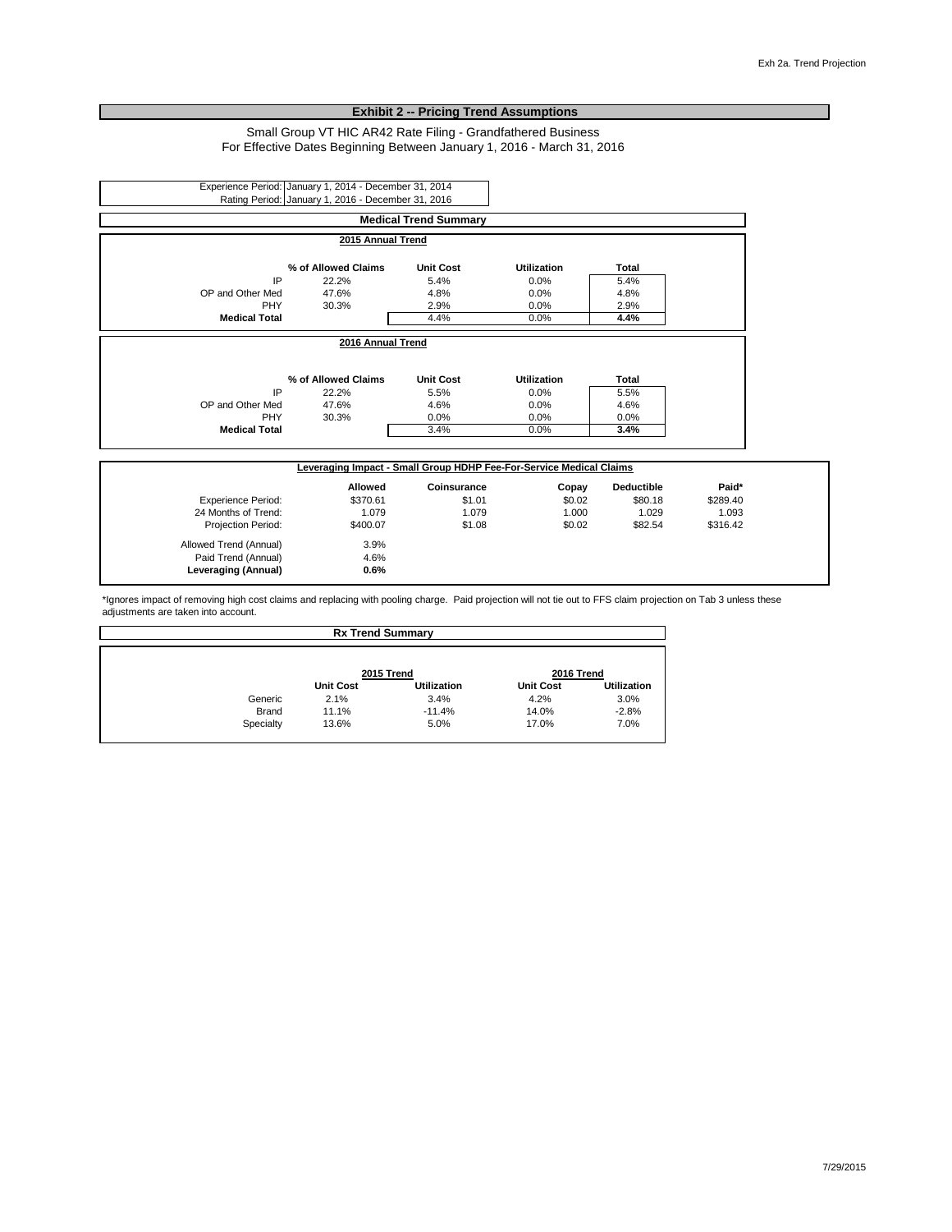## Exhibit 2 -- Pricing Trend Assumptions

Small Group VT HIC AR42 Rate Filing - Grandfathered Business
For Effective Dates Beginning Between January 1, 2016 - March 31, 2016

| | |
|---|---|
| Experience Period: | January 1, 2014 - December 31, 2014 |
| Rating Period: | January 1, 2016 - December 31, 2016 |

### Medical Trend Summary

**2015 Annual Trend**

| | % of Allowed Claims | Unit Cost | Utilization | Total |
|---|---|---|---|---|
| IP | 22.2% | 5.4% | 0.0% | 5.4% |
| OP and Other Med | 47.6% | 4.8% | 0.0% | 4.8% |
| PHY | 30.3% | 2.9% | 0.0% | 2.9% |
| **Medical Total** | | 4.4% | 0.0% | **4.4%** |

**2016 Annual Trend**

| | % of Allowed Claims | Unit Cost | Utilization | Total |
|---|---|---|---|---|
| IP | 22.2% | 5.5% | 0.0% | 5.5% |
| OP and Other Med | 47.6% | 4.6% | 0.0% | 4.6% |
| PHY | 30.3% | 0.0% | 0.0% | 0.0% |
| **Medical Total** | | 3.4% | 0.0% | **3.4%** |

**Leveraging Impact - Small Group HDHP Fee-For-Service Medical Claims**

| | Allowed | Coinsurance | Copay | Deductible | Paid* |
|---|---|---|---|---|---|
| Experience Period: | $370.61 | $1.01 | $0.02 | $80.18 | $289.40 |
| 24 Months of Trend: | 1.079 | 1.079 | 1.000 | 1.029 | 1.093 |
| Projection Period: | $400.07 | $1.08 | $0.02 | $82.54 | $316.42 |
| Allowed Trend (Annual) | 3.9% | | | | |
| Paid Trend (Annual) | 4.6% | | | | |
| **Leveraging (Annual)** | **0.6%** | | | | |

*Ignores impact of removing high cost claims and replacing with pooling charge. Paid projection will not tie out to FFS claim projection on Tab 3 unless these adjustments are taken into account.

### Rx Trend Summary

| | 2015 Trend | | 2016 Trend | |
|---|---|---|---|---|
| | Unit Cost | Utilization | Unit Cost | Utilization |
| Generic | 2.1% | 3.4% | 4.2% | 3.0% |
| Brand | 11.1% | -11.4% | 14.0% | -2.8% |
| Specialty | 13.6% | 5.0% | 17.0% | 7.0% |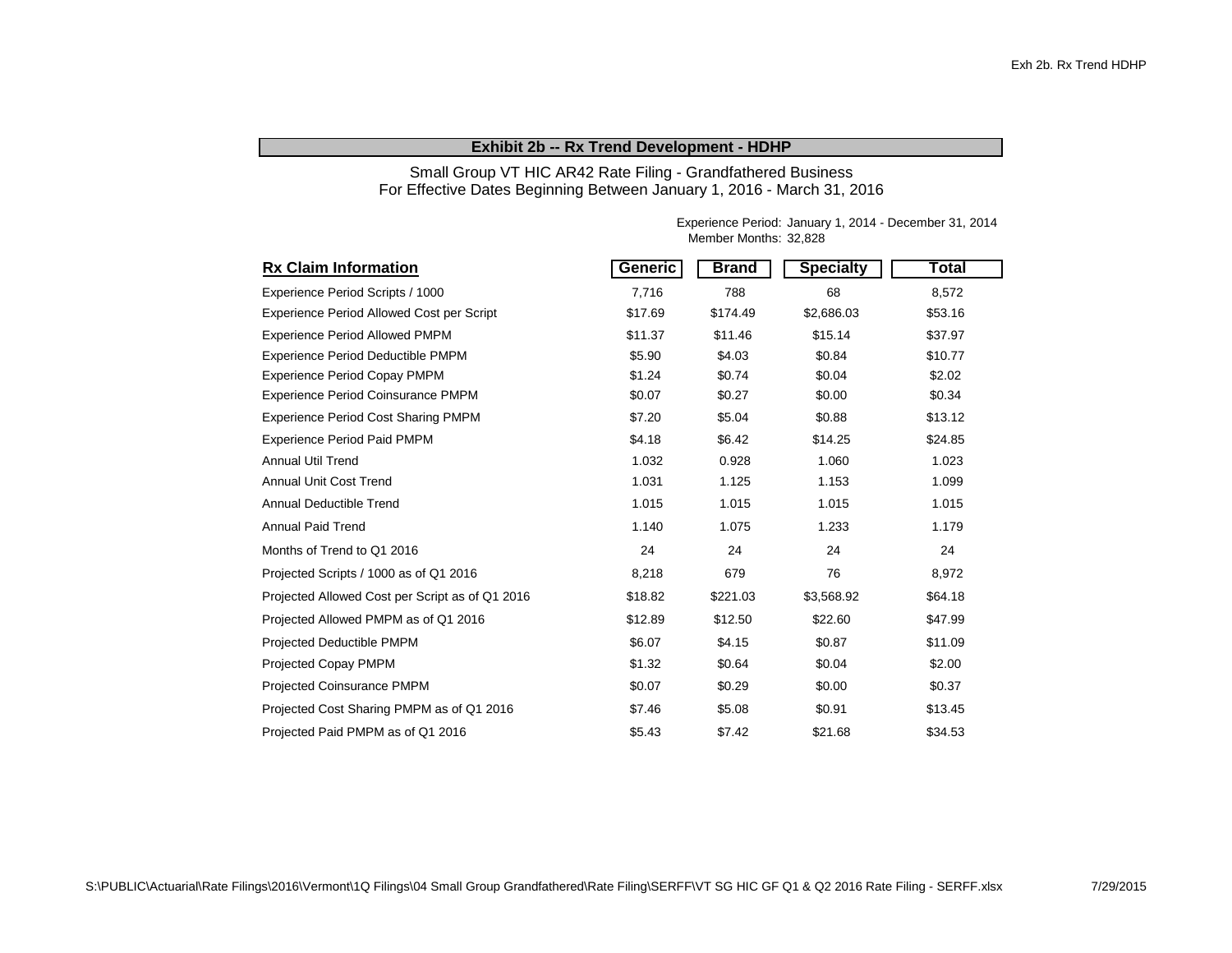## Exhibit 2b -- Rx Trend Development - HDHP

Small Group VT HIC AR42 Rate Filing - Grandfathered Business
For Effective Dates Beginning Between January 1, 2016 - March 31, 2016

Experience Period: January 1, 2014 - December 31, 2014
Member Months: 32,828

| Rx Claim Information | Generic | Brand | Specialty | Total |
|---|---|---|---|---|
| Experience Period Scripts / 1000 | 7,716 | 788 | 68 | 8,572 |
| Experience Period Allowed Cost per Script | $17.69 | $174.49 | $2,686.03 | $53.16 |
| Experience Period Allowed PMPM | $11.37 | $11.46 | $15.14 | $37.97 |
| Experience Period Deductible PMPM | $5.90 | $4.03 | $0.84 | $10.77 |
| Experience Period Copay PMPM | $1.24 | $0.74 | $0.04 | $2.02 |
| Experience Period Coinsurance PMPM | $0.07 | $0.27 | $0.00 | $0.34 |
| Experience Period Cost Sharing PMPM | $7.20 | $5.04 | $0.88 | $13.12 |
| Experience Period Paid PMPM | $4.18 | $6.42 | $14.25 | $24.85 |
| Annual Util Trend | 1.032 | 0.928 | 1.060 | 1.023 |
| Annual Unit Cost Trend | 1.031 | 1.125 | 1.153 | 1.099 |
| Annual Deductible Trend | 1.015 | 1.015 | 1.015 | 1.015 |
| Annual Paid Trend | 1.140 | 1.075 | 1.233 | 1.179 |
| Months of Trend to Q1 2016 | 24 | 24 | 24 | 24 |
| Projected Scripts / 1000 as of Q1 2016 | 8,218 | 679 | 76 | 8,972 |
| Projected Allowed Cost per Script as of Q1 2016 | $18.82 | $221.03 | $3,568.92 | $64.18 |
| Projected Allowed PMPM as of Q1 2016 | $12.89 | $12.50 | $22.60 | $47.99 |
| Projected Deductible PMPM | $6.07 | $4.15 | $0.87 | $11.09 |
| Projected Copay PMPM | $1.32 | $0.64 | $0.04 | $2.00 |
| Projected Coinsurance PMPM | $0.07 | $0.29 | $0.00 | $0.37 |
| Projected Cost Sharing PMPM as of Q1 2016 | $7.46 | $5.08 | $0.91 | $13.45 |
| Projected Paid PMPM as of Q1 2016 | $5.43 | $7.42 | $21.68 | $34.53 |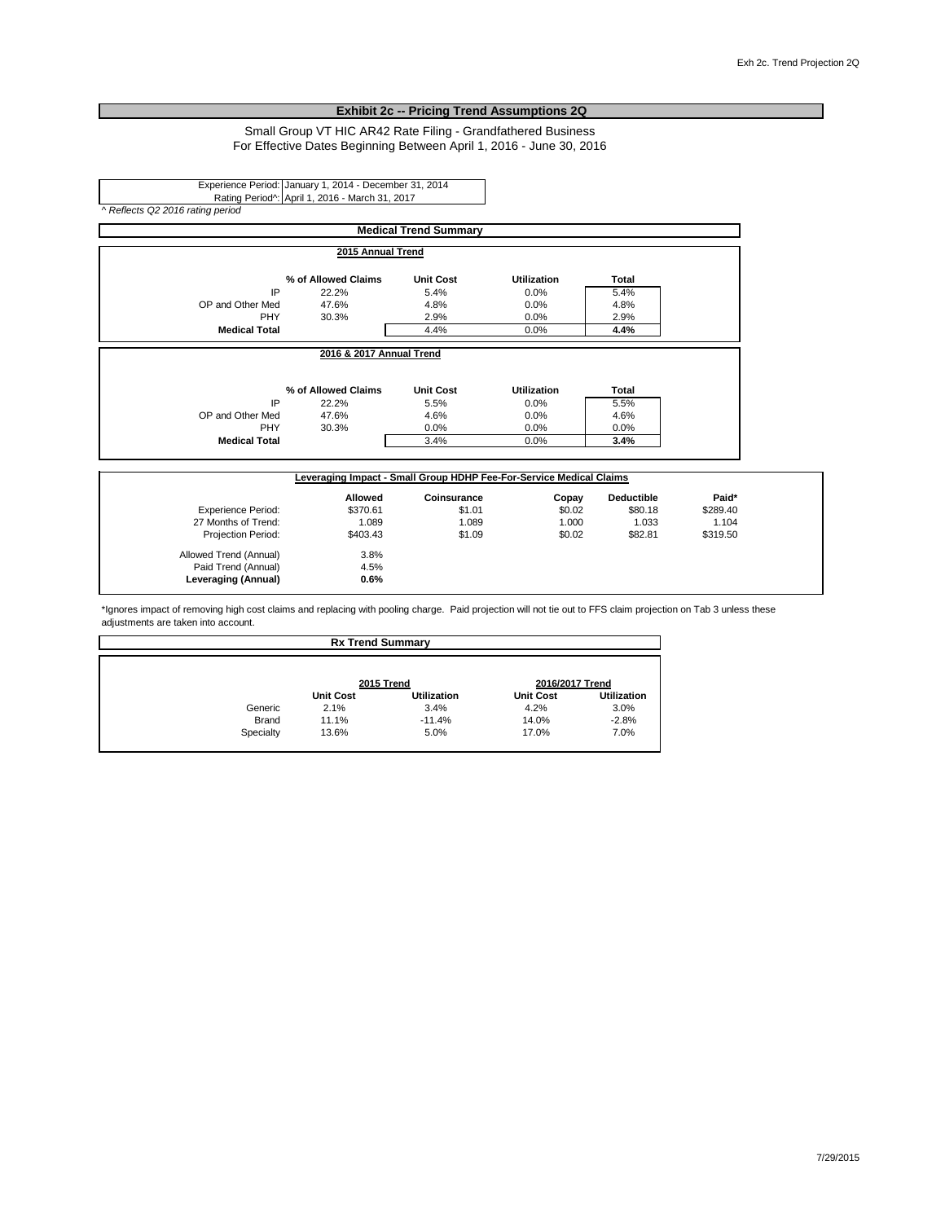# Exhibit 2c -- Pricing Trend Assumptions 2Q

Small Group VT HIC AR42 Rate Filing - Grandfathered Business
For Effective Dates Beginning Between April 1, 2016 - June 30, 2016

| | |
|---|---|
| Experience Period: | January 1, 2014 - December 31, 2014 |
| Rating Period^: | April 1, 2016 - March 31, 2017 |

*^ Reflects Q2 2016 rating period*

## Medical Trend Summary

**2015 Annual Trend**

| | % of Allowed Claims | Unit Cost | Utilization | Total |
|---|---|---|---|---|
| IP | 22.2% | 5.4% | 0.0% | 5.4% |
| OP and Other Med | 47.6% | 4.8% | 0.0% | 4.8% |
| PHY | 30.3% | 2.9% | 0.0% | 2.9% |
| **Medical Total** | | 4.4% | 0.0% | **4.4%** |

**2016 & 2017 Annual Trend**

| | % of Allowed Claims | Unit Cost | Utilization | Total |
|---|---|---|---|---|
| IP | 22.2% | 5.5% | 0.0% | 5.5% |
| OP and Other Med | 47.6% | 4.6% | 0.0% | 4.6% |
| PHY | 30.3% | 0.0% | 0.0% | 0.0% |
| **Medical Total** | | 3.4% | 0.0% | **3.4%** |

**Leveraging Impact - Small Group HDHP Fee-For-Service Medical Claims**

| | Allowed | Coinsurance | Copay | Deductible | Paid* |
|---|---|---|---|---|---|
| Experience Period: | $370.61 | $1.01 | $0.02 | $80.18 | $289.40 |
| 27 Months of Trend: | 1.089 | 1.089 | 1.000 | 1.033 | 1.104 |
| Projection Period: | $403.43 | $1.09 | $0.02 | $82.81 | $319.50 |
| Allowed Trend (Annual) | 3.8% | | | | |
| Paid Trend (Annual) | 4.5% | | | | |
| **Leveraging (Annual)** | **0.6%** | | | | |

*Ignores impact of removing high cost claims and replacing with pooling charge. Paid projection will not tie out to FFS claim projection on Tab 3 unless these adjustments are taken into account.

## Rx Trend Summary

| | 2015 Trend | | 2016/2017 Trend | |
|---|---|---|---|---|
| | Unit Cost | Utilization | Unit Cost | Utilization |
| Generic | 2.1% | 3.4% | 4.2% | 3.0% |
| Brand | 11.1% | -11.4% | 14.0% | -2.8% |
| Specialty | 13.6% | 5.0% | 17.0% | 7.0% |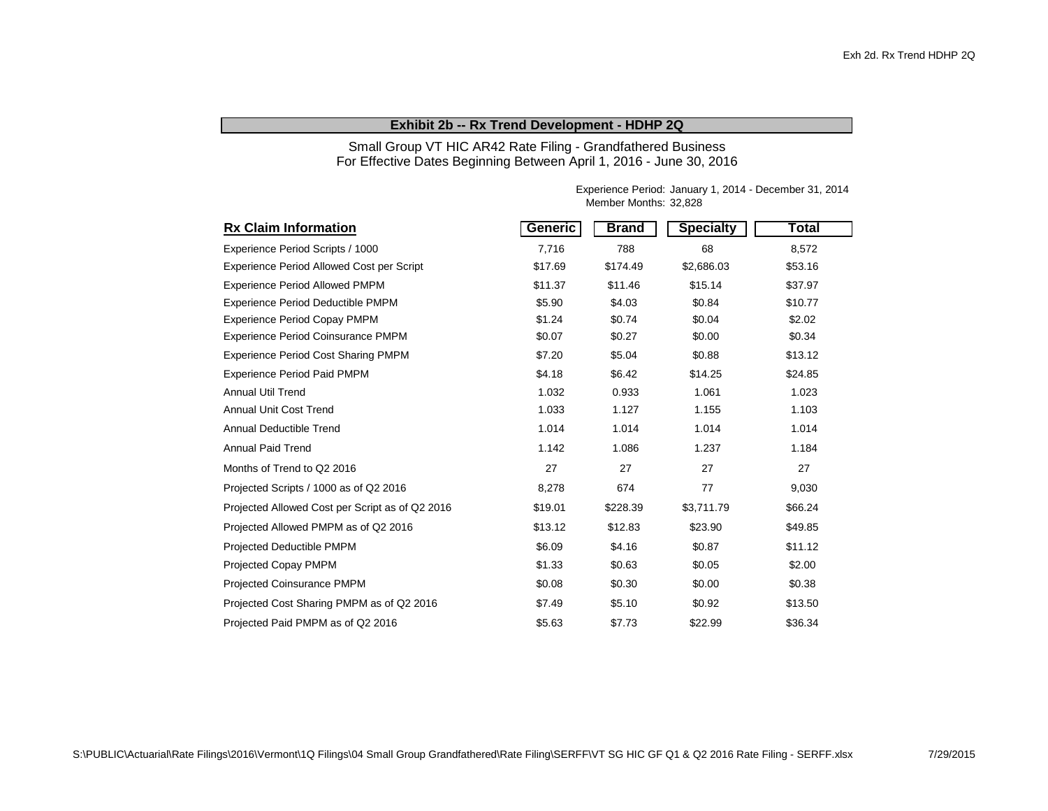## Exhibit 2b -- Rx Trend Development - HDHP 2Q

Small Group VT HIC AR42 Rate Filing - Grandfathered Business
For Effective Dates Beginning Between April 1, 2016 - June 30, 2016

Experience Period: January 1, 2014 - December 31, 2014
Member Months: 32,828

| Rx Claim Information | Generic | Brand | Specialty | Total |
|---|---|---|---|---|
| Experience Period Scripts / 1000 | 7,716 | 788 | 68 | 8,572 |
| Experience Period Allowed Cost per Script | $17.69 | $174.49 | $2,686.03 | $53.16 |
| Experience Period Allowed PMPM | $11.37 | $11.46 | $15.14 | $37.97 |
| Experience Period Deductible PMPM | $5.90 | $4.03 | $0.84 | $10.77 |
| Experience Period Copay PMPM | $1.24 | $0.74 | $0.04 | $2.02 |
| Experience Period Coinsurance PMPM | $0.07 | $0.27 | $0.00 | $0.34 |
| Experience Period Cost Sharing PMPM | $7.20 | $5.04 | $0.88 | $13.12 |
| Experience Period Paid PMPM | $4.18 | $6.42 | $14.25 | $24.85 |
| Annual Util Trend | 1.032 | 0.933 | 1.061 | 1.023 |
| Annual Unit Cost Trend | 1.033 | 1.127 | 1.155 | 1.103 |
| Annual Deductible Trend | 1.014 | 1.014 | 1.014 | 1.014 |
| Annual Paid Trend | 1.142 | 1.086 | 1.237 | 1.184 |
| Months of Trend to Q2 2016 | 27 | 27 | 27 | 27 |
| Projected Scripts / 1000 as of Q2 2016 | 8,278 | 674 | 77 | 9,030 |
| Projected Allowed Cost per Script as of Q2 2016 | $19.01 | $228.39 | $3,711.79 | $66.24 |
| Projected Allowed PMPM as of Q2 2016 | $13.12 | $12.83 | $23.90 | $49.85 |
| Projected Deductible PMPM | $6.09 | $4.16 | $0.87 | $11.12 |
| Projected Copay PMPM | $1.33 | $0.63 | $0.05 | $2.00 |
| Projected Coinsurance PMPM | $0.08 | $0.30 | $0.00 | $0.38 |
| Projected Cost Sharing PMPM as of Q2 2016 | $7.49 | $5.10 | $0.92 | $13.50 |
| Projected Paid PMPM as of Q2 2016 | $5.63 | $7.73 | $22.99 | $36.34 |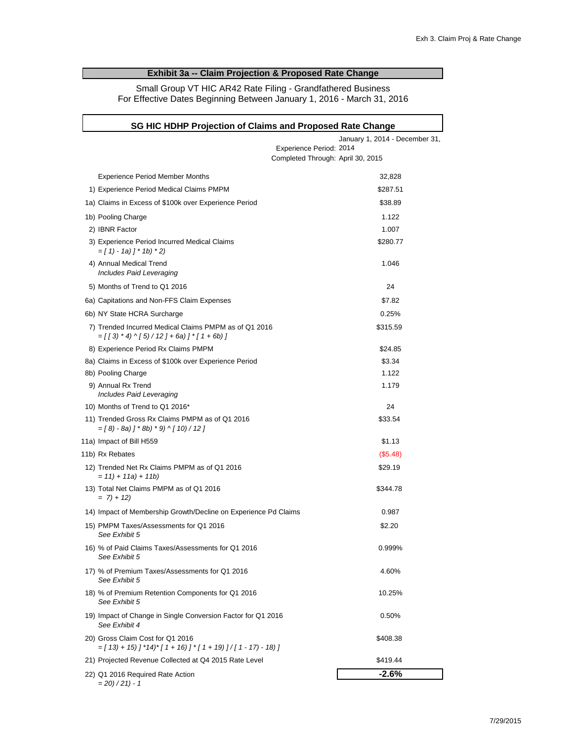## Exhibit 3a -- Claim Projection & Proposed Rate Change

Small Group VT HIC AR42 Rate Filing - Grandfathered Business
For Effective Dates Beginning Between January 1, 2016 - March 31, 2016

### SG HIC HDHP Projection of Claims and Proposed Rate Change

| | |
|---|---|
| Experience Period: | January 1, 2014 - December 31, 2014 |
| Completed Through: | April 30, 2015 |
| Experience Period Member Months | 32,828 |
| 1) Experience Period Medical Claims PMPM | $287.51 |
| 1a) Claims in Excess of $100k over Experience Period | $38.89 |
| 1b) Pooling Charge | 1.122 |
| 2) IBNR Factor | 1.007 |
| 3) Experience Period Incurred Medical Claims<br>*= [ 1) - 1a) ] * 1b) * 2)* | $280.77 |
| 4) Annual Medical Trend<br>*Includes Paid Leveraging* | 1.046 |
| 5) Months of Trend to Q1 2016 | 24 |
| 6a) Capitations and Non-FFS Claim Expenses | $7.82 |
| 6b) NY State HCRA Surcharge | 0.25% |
| 7) Trended Incurred Medical Claims PMPM as of Q1 2016<br>*= [ [ 3) * 4) ^ [ 5) / 12 ] + 6a) ] * [ 1 + 6b) ]* | $315.59 |
| 8) Experience Period Rx Claims PMPM | $24.85 |
| 8a) Claims in Excess of $100k over Experience Period | $3.34 |
| 8b) Pooling Charge | 1.122 |
| 9) Annual Rx Trend<br>*Includes Paid Leveraging* | 1.179 |
| 10) Months of Trend to Q1 2016* | 24 |
| 11) Trended Gross Rx Claims PMPM as of Q1 2016<br>*= [ 8) - 8a) ] * 8b) * 9) ^ [ 10) / 12 ]* | $33.54 |
| 11a) Impact of Bill H559 | $1.13 |
| 11b) Rx Rebates | ($5.48) |
| 12) Trended Net Rx Claims PMPM as of Q1 2016<br>*= 11) + 11a) + 11b)* | $29.19 |
| 13) Total Net Claims PMPM as of Q1 2016<br>*= 7) + 12)* | $344.78 |
| 14) Impact of Membership Growth/Decline on Experience Pd Claims | 0.987 |
| 15) PMPM Taxes/Assessments for Q1 2016<br>*See Exhibit 5* | $2.20 |
| 16) % of Paid Claims Taxes/Assessments for Q1 2016<br>*See Exhibit 5* | 0.999% |
| 17) % of Premium Taxes/Assessments for Q1 2016<br>*See Exhibit 5* | 4.60% |
| 18) % of Premium Retention Components for Q1 2016<br>*See Exhibit 5* | 10.25% |
| 19) Impact of Change in Single Conversion Factor for Q1 2016<br>*See Exhibit 4* | 0.50% |
| 20) Gross Claim Cost for Q1 2016<br>*= [ 13) + 15) ] *14)* [ 1 + 16) ] * [ 1 + 19) ] / [ 1 - 17) - 18) ]* | $408.38 |
| 21) Projected Revenue Collected at Q4 2015 Rate Level | $419.44 |
| 22) Q1 2016 Required Rate Action<br>*= 20) / 21) - 1* | **-2.6%** |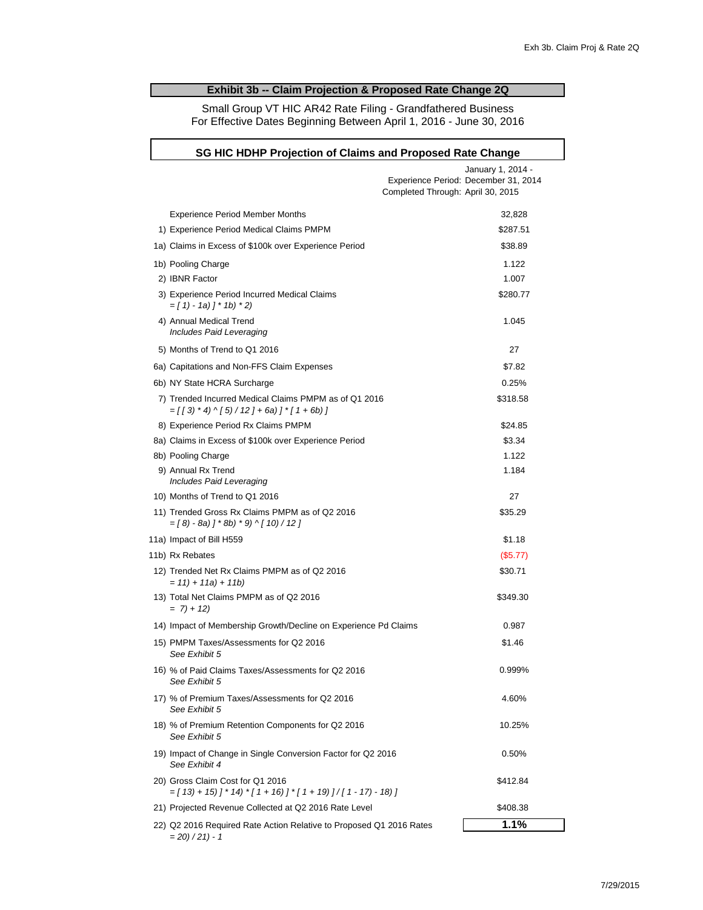## Exhibit 3b -- Claim Projection & Proposed Rate Change 2Q

Small Group VT HIC AR42 Rate Filing - Grandfathered Business
For Effective Dates Beginning Between April 1, 2016 - June 30, 2016

### SG HIC HDHP Projection of Claims and Proposed Rate Change

| | |
|---|---|
| Experience Period: | January 1, 2014 - December 31, 2014 |
| Completed Through: | April 30, 2015 |
| Experience Period Member Months | 32,828 |
| 1) Experience Period Medical Claims PMPM | $287.51 |
| 1a) Claims in Excess of $100k over Experience Period | $38.89 |
| 1b) Pooling Charge | 1.122 |
| 2) IBNR Factor | 1.007 |
| 3) Experience Period Incurred Medical Claims<br>*= [ 1) - 1a) ] * 1b) * 2)* | $280.77 |
| 4) Annual Medical Trend<br>*Includes Paid Leveraging* | 1.045 |
| 5) Months of Trend to Q1 2016 | 27 |
| 6a) Capitations and Non-FFS Claim Expenses | $7.82 |
| 6b) NY State HCRA Surcharge | 0.25% |
| 7) Trended Incurred Medical Claims PMPM as of Q1 2016<br>*= [ [ 3) * 4) ^ [ 5) / 12 ] + 6a) ] * [ 1 + 6b) ]* | $318.58 |
| 8) Experience Period Rx Claims PMPM | $24.85 |
| 8a) Claims in Excess of $100k over Experience Period | $3.34 |
| 8b) Pooling Charge | 1.122 |
| 9) Annual Rx Trend<br>*Includes Paid Leveraging* | 1.184 |
| 10) Months of Trend to Q1 2016 | 27 |
| 11) Trended Gross Rx Claims PMPM as of Q2 2016<br>*= [ 8) - 8a) ] * 8b) * 9) ^ [ 10) / 12 ]* | $35.29 |
| 11a) Impact of Bill H559 | $1.18 |
| 11b) Rx Rebates | ($5.77) |
| 12) Trended Net Rx Claims PMPM as of Q2 2016<br>*= 11) + 11a) + 11b)* | $30.71 |
| 13) Total Net Claims PMPM as of Q2 2016<br>*= 7) + 12)* | $349.30 |
| 14) Impact of Membership Growth/Decline on Experience Pd Claims | 0.987 |
| 15) PMPM Taxes/Assessments for Q2 2016<br>*See Exhibit 5* | $1.46 |
| 16) % of Paid Claims Taxes/Assessments for Q2 2016<br>*See Exhibit 5* | 0.999% |
| 17) % of Premium Taxes/Assessments for Q2 2016<br>*See Exhibit 5* | 4.60% |
| 18) % of Premium Retention Components for Q2 2016<br>*See Exhibit 5* | 10.25% |
| 19) Impact of Change in Single Conversion Factor for Q2 2016<br>*See Exhibit 4* | 0.50% |
| 20) Gross Claim Cost for Q1 2016<br>*= [ 13) + 15) ] * 14) * [ 1 + 16) ] * [ 1 + 19) ] / [ 1 - 17) - 18) ]* | $412.84 |
| 21) Projected Revenue Collected at Q2 2016 Rate Level | $408.38 |
| 22) Q2 2016 Required Rate Action Relative to Proposed Q1 2016 Rates<br>*= 20) / 21) - 1* | **1.1%** |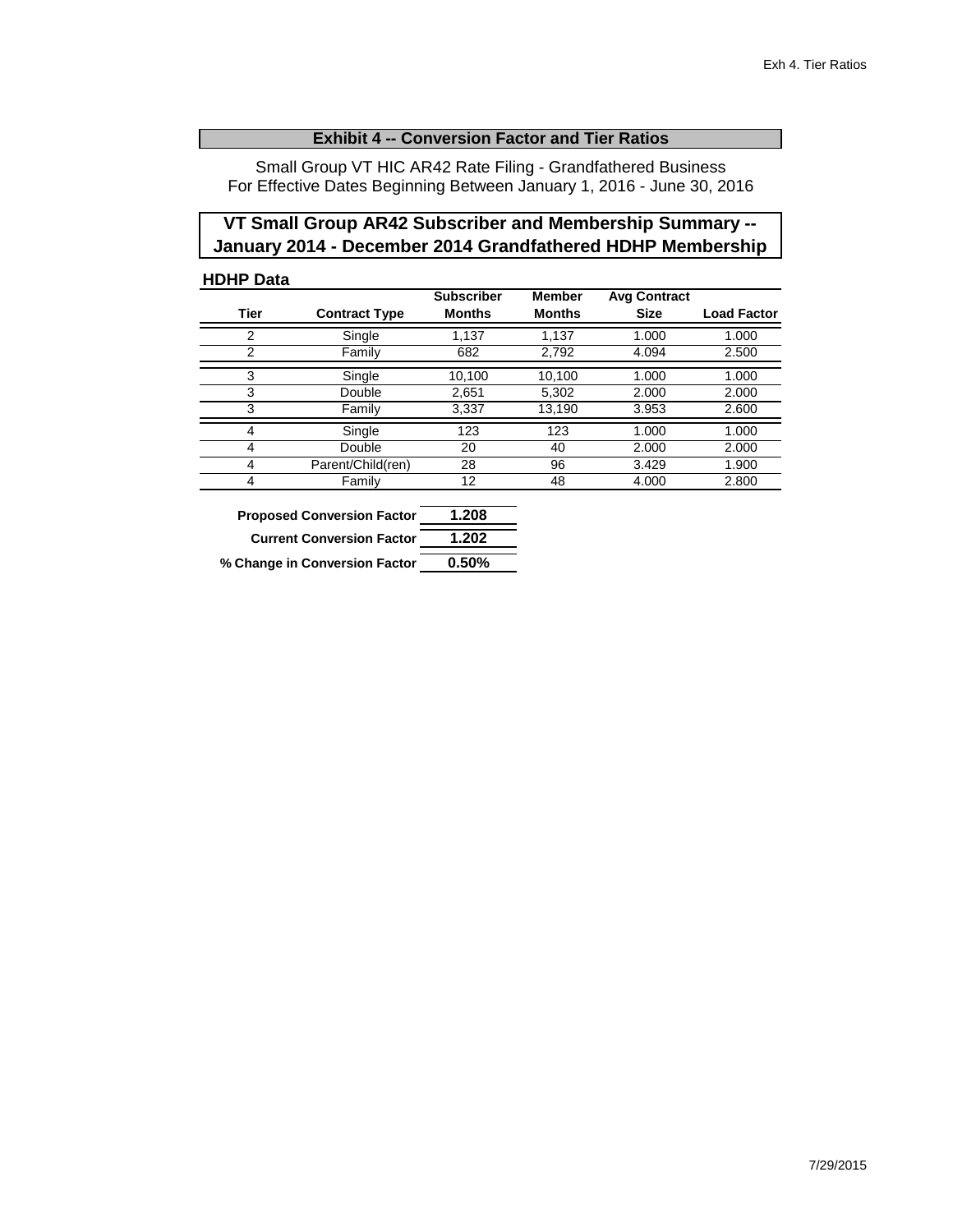## Exhibit 4 -- Conversion Factor and Tier Ratios

Small Group VT HIC AR42 Rate Filing - Grandfathered Business
For Effective Dates Beginning Between January 1, 2016 - June 30, 2016

### VT Small Group AR42 Subscriber and Membership Summary -- January 2014 - December 2014 Grandfathered HDHP Membership

**HDHP Data**

| Tier | Contract Type | Subscriber Months | Member Months | Avg Contract Size | Load Factor |
|---|---|---|---|---|---|
| 2 | Single | 1,137 | 1,137 | 1.000 | 1.000 |
| 2 | Family | 682 | 2,792 | 4.094 | 2.500 |
| 3 | Single | 10,100 | 10,100 | 1.000 | 1.000 |
| 3 | Double | 2,651 | 5,302 | 2.000 | 2.000 |
| 3 | Family | 3,337 | 13,190 | 3.953 | 2.600 |
| 4 | Single | 123 | 123 | 1.000 | 1.000 |
| 4 | Double | 20 | 40 | 2.000 | 2.000 |
| 4 | Parent/Child(ren) | 28 | 96 | 3.429 | 1.900 |
| 4 | Family | 12 | 48 | 4.000 | 2.800 |

| | |
|---|---|
| **Proposed Conversion Factor** | **1.208** |
| **Current Conversion Factor** | **1.202** |
| **% Change in Conversion Factor** | **0.50%** |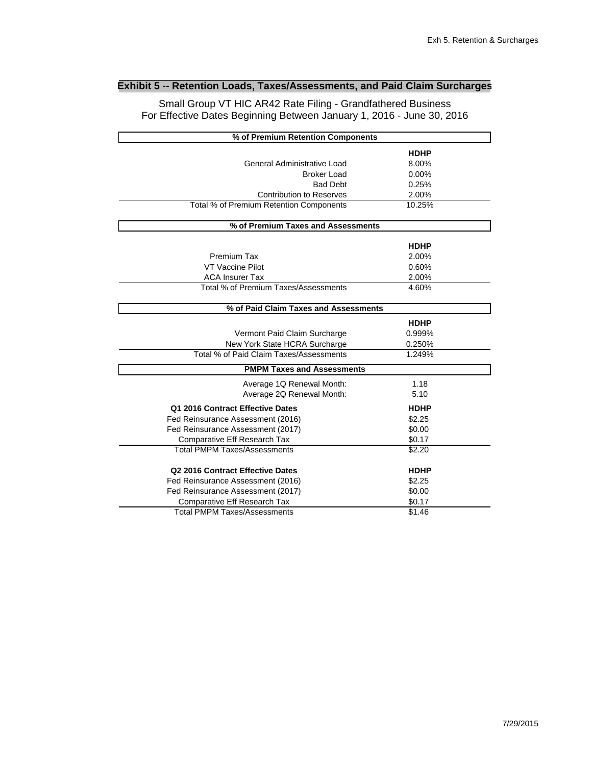## Exhibit 5 -- Retention Loads, Taxes/Assessments, and Paid Claim Surcharges

Small Group VT HIC AR42 Rate Filing - Grandfathered Business
For Effective Dates Beginning Between January 1, 2016 - June 30, 2016

| % of Premium Retention Components | |
|---|---|
| | **HDHP** |
| General Administrative Load | 8.00% |
| Broker Load | 0.00% |
| Bad Debt | 0.25% |
| Contribution to Reserves | 2.00% |
| Total % of Premium Retention Components | 10.25% |

| % of Premium Taxes and Assessments | |
|---|---|
| | **HDHP** |
| Premium Tax | 2.00% |
| VT Vaccine Pilot | 0.60% |
| ACA Insurer Tax | 2.00% |
| Total % of Premium Taxes/Assessments | 4.60% |

| % of Paid Claim Taxes and Assessments | |
|---|---|
| | **HDHP** |
| Vermont Paid Claim Surcharge | 0.999% |
| New York State HCRA Surcharge | 0.250% |
| Total % of Paid Claim Taxes/Assessments | 1.249% |

| PMPM Taxes and Assessments | |
|---|---|
| Average 1Q Renewal Month: | 1.18 |
| Average 2Q Renewal Month: | 5.10 |
| **Q1 2016 Contract Effective Dates** | **HDHP** |
| Fed Reinsurance Assessment (2016) | $2.25 |
| Fed Reinsurance Assessment (2017) | $0.00 |
| Comparative Eff Research Tax | $0.17 |
| Total PMPM Taxes/Assessments | $2.20 |
| **Q2 2016 Contract Effective Dates** | **HDHP** |
| Fed Reinsurance Assessment (2016) | $2.25 |
| Fed Reinsurance Assessment (2017) | $0.00 |
| Comparative Eff Research Tax | $0.17 |
| Total PMPM Taxes/Assessments | $1.46 |

7/29/2015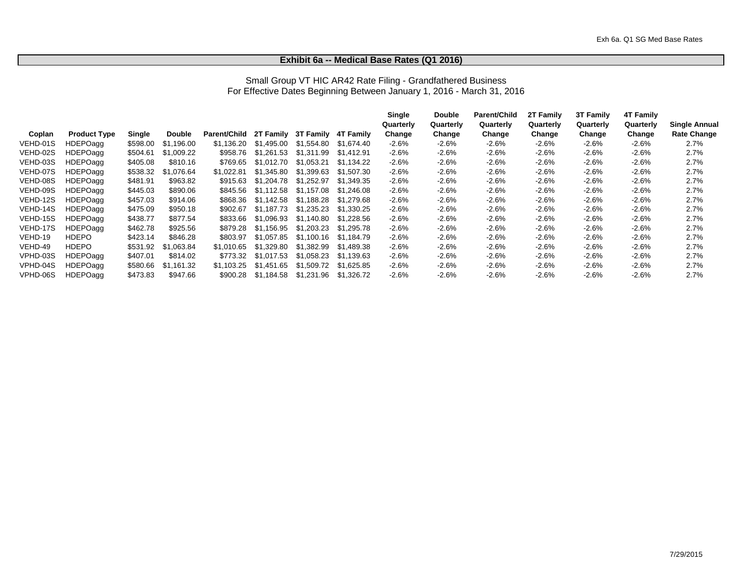## Exhibit 6a -- Medical Base Rates (Q1 2016)

Small Group VT HIC AR42 Rate Filing - Grandfathered Business
For Effective Dates Beginning Between January 1, 2016 - March 31, 2016

| Coplan | Product Type | Single | Double | Parent/Child | 2T Family | 3T Family | 4T Family | Single Quarterly Change | Double Quarterly Change | Parent/Child Quarterly Change | 2T Family Quarterly Change | 3T Family Quarterly Change | 4T Family Quarterly Change | Single Annual Rate Change |
|---|---|---|---|---|---|---|---|---|---|---|---|---|---|---|
| VEHD-01S | HDEPOagg | $598.00 | $1,196.00 | $1,136.20 | $1,495.00 | $1,554.80 | $1,674.40 | -2.6% | -2.6% | -2.6% | -2.6% | -2.6% | -2.6% | 2.7% |
| VEHD-02S | HDEPOagg | $504.61 | $1,009.22 | $958.76 | $1,261.53 | $1,311.99 | $1,412.91 | -2.6% | -2.6% | -2.6% | -2.6% | -2.6% | -2.6% | 2.7% |
| VEHD-03S | HDEPOagg | $405.08 | $810.16 | $769.65 | $1,012.70 | $1,053.21 | $1,134.22 | -2.6% | -2.6% | -2.6% | -2.6% | -2.6% | -2.6% | 2.7% |
| VEHD-07S | HDEPOagg | $538.32 | $1,076.64 | $1,022.81 | $1,345.80 | $1,399.63 | $1,507.30 | -2.6% | -2.6% | -2.6% | -2.6% | -2.6% | -2.6% | 2.7% |
| VEHD-08S | HDEPOagg | $481.91 | $963.82 | $915.63 | $1,204.78 | $1,252.97 | $1,349.35 | -2.6% | -2.6% | -2.6% | -2.6% | -2.6% | -2.6% | 2.7% |
| VEHD-09S | HDEPOagg | $445.03 | $890.06 | $845.56 | $1,112.58 | $1,157.08 | $1,246.08 | -2.6% | -2.6% | -2.6% | -2.6% | -2.6% | -2.6% | 2.7% |
| VEHD-12S | HDEPOagg | $457.03 | $914.06 | $868.36 | $1,142.58 | $1,188.28 | $1,279.68 | -2.6% | -2.6% | -2.6% | -2.6% | -2.6% | -2.6% | 2.7% |
| VEHD-14S | HDEPOagg | $475.09 | $950.18 | $902.67 | $1,187.73 | $1,235.23 | $1,330.25 | -2.6% | -2.6% | -2.6% | -2.6% | -2.6% | -2.6% | 2.7% |
| VEHD-15S | HDEPOagg | $438.77 | $877.54 | $833.66 | $1,096.93 | $1,140.80 | $1,228.56 | -2.6% | -2.6% | -2.6% | -2.6% | -2.6% | -2.6% | 2.7% |
| VEHD-17S | HDEPOagg | $462.78 | $925.56 | $879.28 | $1,156.95 | $1,203.23 | $1,295.78 | -2.6% | -2.6% | -2.6% | -2.6% | -2.6% | -2.6% | 2.7% |
| VEHD-19 | HDEPO | $423.14 | $846.28 | $803.97 | $1,057.85 | $1,100.16 | $1,184.79 | -2.6% | -2.6% | -2.6% | -2.6% | -2.6% | -2.6% | 2.7% |
| VEHD-49 | HDEPO | $531.92 | $1,063.84 | $1,010.65 | $1,329.80 | $1,382.99 | $1,489.38 | -2.6% | -2.6% | -2.6% | -2.6% | -2.6% | -2.6% | 2.7% |
| VPHD-03S | HDEPOagg | $407.01 | $814.02 | $773.32 | $1,017.53 | $1,058.23 | $1,139.63 | -2.6% | -2.6% | -2.6% | -2.6% | -2.6% | -2.6% | 2.7% |
| VPHD-04S | HDEPOagg | $580.66 | $1,161.32 | $1,103.25 | $1,451.65 | $1,509.72 | $1,625.85 | -2.6% | -2.6% | -2.6% | -2.6% | -2.6% | -2.6% | 2.7% |
| VPHD-06S | HDEPOagg | $473.83 | $947.66 | $900.28 | $1,184.58 | $1,231.96 | $1,326.72 | -2.6% | -2.6% | -2.6% | -2.6% | -2.6% | -2.6% | 2.7% |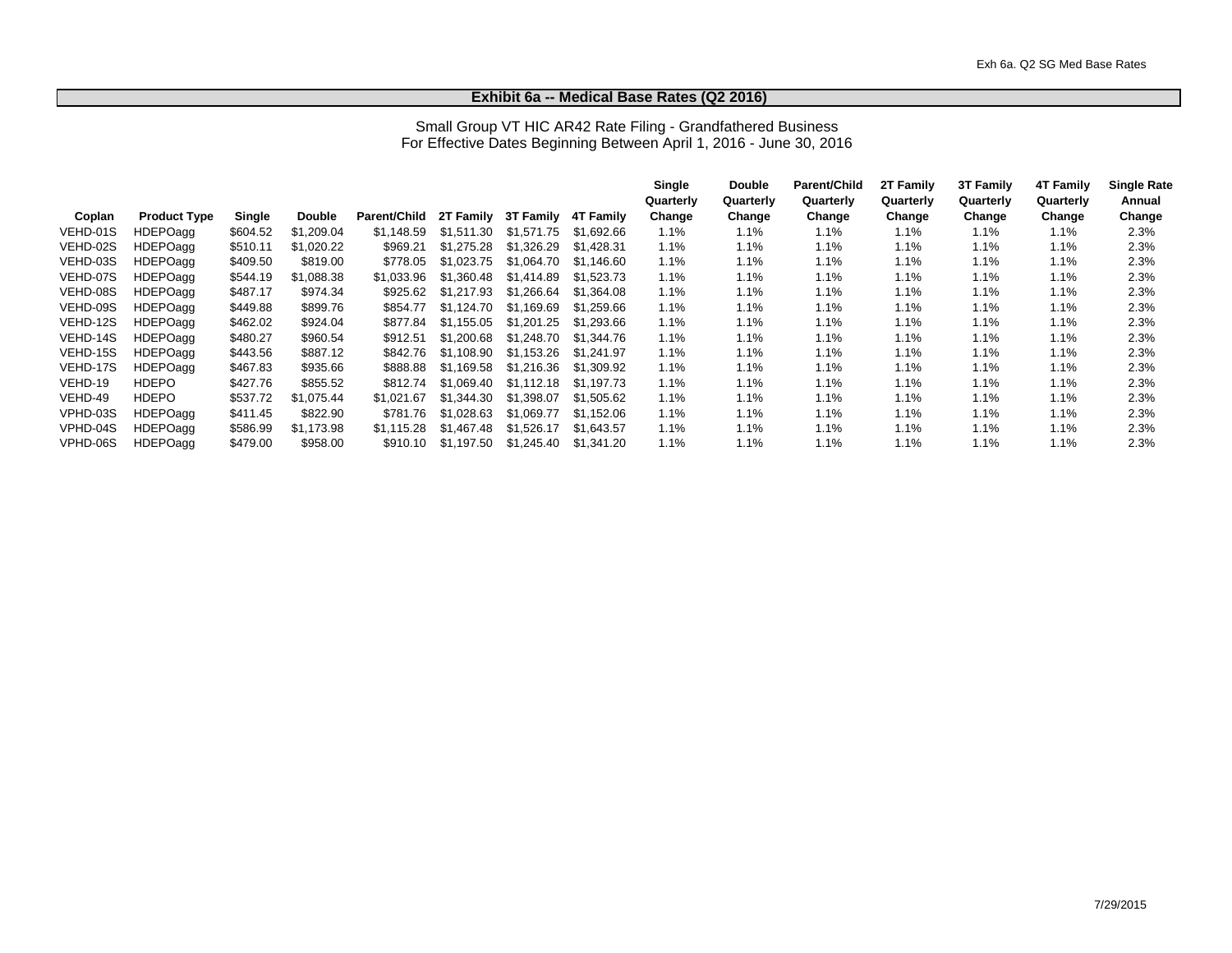## Exhibit 6a -- Medical Base Rates (Q2 2016)

Small Group VT HIC AR42 Rate Filing - Grandfathered Business
For Effective Dates Beginning Between April 1, 2016 - June 30, 2016

| Coplan | Product Type | Single | Double | Parent/Child | 2T Family | 3T Family | 4T Family | Single Quarterly Change | Double Quarterly Change | Parent/Child Quarterly Change | 2T Family Quarterly Change | 3T Family Quarterly Change | 4T Family Quarterly Change | Single Rate Annual Change |
|---|---|---|---|---|---|---|---|---|---|---|---|---|---|---|
| VEHD-01S | HDEPOagg | $604.52 | $1,209.04 | $1,148.59 | $1,511.30 | $1,571.75 | $1,692.66 | 1.1% | 1.1% | 1.1% | 1.1% | 1.1% | 1.1% | 2.3% |
| VEHD-02S | HDEPOagg | $510.11 | $1,020.22 | $969.21 | $1,275.28 | $1,326.29 | $1,428.31 | 1.1% | 1.1% | 1.1% | 1.1% | 1.1% | 1.1% | 2.3% |
| VEHD-03S | HDEPOagg | $409.50 | $819.00 | $778.05 | $1,023.75 | $1,064.70 | $1,146.60 | 1.1% | 1.1% | 1.1% | 1.1% | 1.1% | 1.1% | 2.3% |
| VEHD-07S | HDEPOagg | $544.19 | $1,088.38 | $1,033.96 | $1,360.48 | $1,414.89 | $1,523.73 | 1.1% | 1.1% | 1.1% | 1.1% | 1.1% | 1.1% | 2.3% |
| VEHD-08S | HDEPOagg | $487.17 | $974.34 | $925.62 | $1,217.93 | $1,266.64 | $1,364.08 | 1.1% | 1.1% | 1.1% | 1.1% | 1.1% | 1.1% | 2.3% |
| VEHD-09S | HDEPOagg | $449.88 | $899.76 | $854.77 | $1,124.70 | $1,169.69 | $1,259.66 | 1.1% | 1.1% | 1.1% | 1.1% | 1.1% | 1.1% | 2.3% |
| VEHD-12S | HDEPOagg | $462.02 | $924.04 | $877.84 | $1,155.05 | $1,201.25 | $1,293.66 | 1.1% | 1.1% | 1.1% | 1.1% | 1.1% | 1.1% | 2.3% |
| VEHD-14S | HDEPOagg | $480.27 | $960.54 | $912.51 | $1,200.68 | $1,248.70 | $1,344.76 | 1.1% | 1.1% | 1.1% | 1.1% | 1.1% | 1.1% | 2.3% |
| VEHD-15S | HDEPOagg | $443.56 | $887.12 | $842.76 | $1,108.90 | $1,153.26 | $1,241.97 | 1.1% | 1.1% | 1.1% | 1.1% | 1.1% | 1.1% | 2.3% |
| VEHD-17S | HDEPOagg | $467.83 | $935.66 | $888.88 | $1,169.58 | $1,216.36 | $1,309.92 | 1.1% | 1.1% | 1.1% | 1.1% | 1.1% | 1.1% | 2.3% |
| VEHD-19 | HDEPO | $427.76 | $855.52 | $812.74 | $1,069.40 | $1,112.18 | $1,197.73 | 1.1% | 1.1% | 1.1% | 1.1% | 1.1% | 1.1% | 2.3% |
| VEHD-49 | HDEPO | $537.72 | $1,075.44 | $1,021.67 | $1,344.30 | $1,398.07 | $1,505.62 | 1.1% | 1.1% | 1.1% | 1.1% | 1.1% | 1.1% | 2.3% |
| VPHD-03S | HDEPOagg | $411.45 | $822.90 | $781.76 | $1,028.63 | $1,069.77 | $1,152.06 | 1.1% | 1.1% | 1.1% | 1.1% | 1.1% | 1.1% | 2.3% |
| VPHD-04S | HDEPOagg | $586.99 | $1,173.98 | $1,115.28 | $1,467.48 | $1,526.17 | $1,643.57 | 1.1% | 1.1% | 1.1% | 1.1% | 1.1% | 1.1% | 2.3% |
| VPHD-06S | HDEPOagg | $479.00 | $958.00 | $910.10 | $1,197.50 | $1,245.40 | $1,341.20 | 1.1% | 1.1% | 1.1% | 1.1% | 1.1% | 1.1% | 2.3% |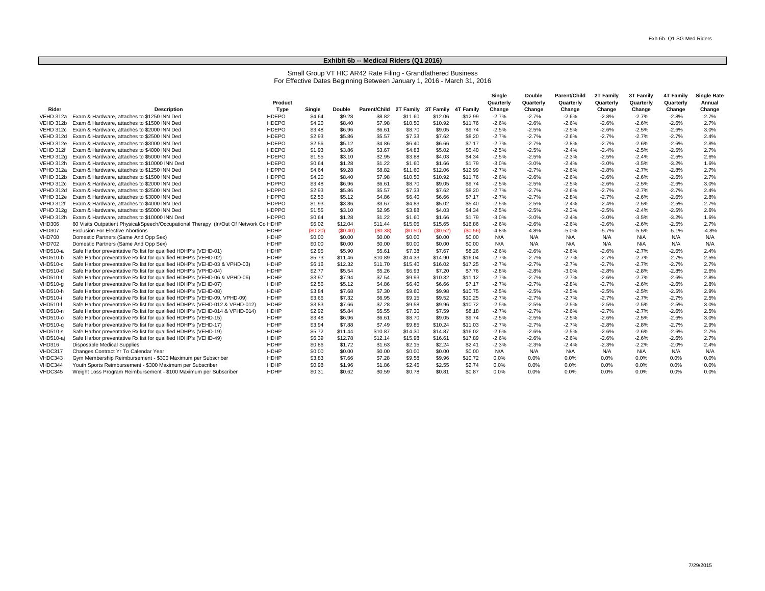## Exhibit 6b -- Medical Riders (Q1 2016)

Small Group VT HIC AR42 Rate Filing - Grandfathered Business
For Effective Dates Beginning Between January 1, 2016 - March 31, 2016

| Rider | Description | Product Type | Single | Double | Parent/Child | 2T Family | 3T Family | 4T Family | Single Quarterly Change | Double Quarterly Change | Parent/Child Quarterly Change | 2T Family Quarterly Change | 3T Family Quarterly Change | 4T Family Quarterly Change | Single Rate Annual Change |
|---|---|---|---|---|---|---|---|---|---|---|---|---|---|---|---|
| VEHD 312a | Exam & Hardware, attaches to $1250 INN Ded | HDEPO | $4.64 | $9.28 | $8.82 | $11.60 | $12.06 | $12.99 | -2.7% | -2.7% | -2.6% | -2.8% | -2.7% | -2.8% | 2.7% |
| VEHD 312b | Exam & Hardware, attaches to $1500 INN Ded | HDEPO | $4.20 | $8.40 | $7.98 | $10.50 | $10.92 | $11.76 | -2.6% | -2.6% | -2.6% | -2.6% | -2.6% | -2.6% | 2.7% |
| VEHD 312c | Exam & Hardware, attaches to $2000 INN Ded | HDEPO | $3.48 | $6.96 | $6.61 | $8.70 | $9.05 | $9.74 | -2.5% | -2.5% | -2.5% | -2.6% | -2.5% | -2.6% | 3.0% |
| VEHD 312d | Exam & Hardware, attaches to $2500 INN Ded | HDEPO | $2.93 | $5.86 | $5.57 | $7.33 | $7.62 | $8.20 | -2.7% | -2.7% | -2.6% | -2.7% | -2.7% | -2.7% | 2.4% |
| VEHD 312e | Exam & Hardware, attaches to $3000 INN Ded | HDEPO | $2.56 | $5.12 | $4.86 | $6.40 | $6.66 | $7.17 | -2.7% | -2.7% | -2.8% | -2.7% | -2.6% | -2.6% | 2.8% |
| VEHD 312f | Exam & Hardware, attaches to $4000 INN Ded | HDEPO | $1.93 | $3.86 | $3.67 | $4.83 | $5.02 | $5.40 | -2.5% | -2.5% | -2.4% | -2.4% | -2.5% | -2.5% | 2.7% |
| VEHD 312g | Exam & Hardware, attaches to $5000 INN Ded | HDEPO | $1.55 | $3.10 | $2.95 | $3.88 | $4.03 | $4.34 | -2.5% | -2.5% | -2.3% | -2.5% | -2.4% | -2.5% | 2.6% |
| VEHD 312h | Exam & Hardware, attaches to $10000 INN Ded | HDEPO | $0.64 | $1.28 | $1.22 | $1.60 | $1.66 | $1.79 | -3.0% | -3.0% | -2.4% | -3.0% | -3.5% | -3.2% | 1.6% |
| VPHD 312a | Exam & Hardware, attaches to $1250 INN Ded | HDPPO | $4.64 | $9.28 | $8.82 | $11.60 | $12.06 | $12.99 | -2.7% | -2.7% | -2.6% | -2.8% | -2.7% | -2.8% | 2.7% |
| VPHD 312b | Exam & Hardware, attaches to $1500 INN Ded | HDPPO | $4.20 | $8.40 | $7.98 | $10.50 | $10.92 | $11.76 | -2.6% | -2.6% | -2.6% | -2.6% | -2.6% | -2.6% | 2.7% |
| VPHD 312c | Exam & Hardware, attaches to $2000 INN Ded | HDPPO | $3.48 | $6.96 | $6.61 | $8.70 | $9.05 | $9.74 | -2.5% | -2.5% | -2.5% | -2.6% | -2.5% | -2.6% | 3.0% |
| VPHD 312d | Exam & Hardware, attaches to $2500 INN Ded | HDPPO | $2.93 | $5.86 | $5.57 | $7.33 | $7.62 | $8.20 | -2.7% | -2.7% | -2.6% | -2.7% | -2.7% | -2.7% | 2.4% |
| VPHD 312e | Exam & Hardware, attaches to $3000 INN Ded | HDPPO | $2.56 | $5.12 | $4.86 | $6.40 | $6.66 | $7.17 | -2.7% | -2.7% | -2.8% | -2.7% | -2.6% | -2.6% | 2.8% |
| VPHD 312f | Exam & Hardware, attaches to $4000 INN Ded | HDPPO | $1.93 | $3.86 | $3.67 | $4.83 | $5.02 | $5.40 | -2.5% | -2.5% | -2.4% | -2.4% | -2.5% | -2.5% | 2.7% |
| VPHD 312g | Exam & Hardware, attaches to $5000 INN Ded | HDPPO | $1.55 | $3.10 | $2.95 | $3.88 | $4.03 | $4.34 | -2.5% | -2.5% | -2.3% | -2.5% | -2.4% | -2.5% | 2.6% |
| VPHD 312h | Exam & Hardware, attaches to $10000 INN Ded | HDPPO | $0.64 | $1.28 | $1.22 | $1.60 | $1.66 | $1.79 | -3.0% | -3.0% | -2.4% | -3.0% | -3.5% | -3.2% | 1.6% |
| VHD306 | 60 Visits Outpatient Physical/Speech/Occupational Therapy (In/Out Of Network Co | HDHP | $6.02 | $12.04 | $11.44 | $15.05 | $15.65 | $16.86 | -2.6% | -2.6% | -2.6% | -2.6% | -2.6% | -2.5% | 2.7% |
| VHD307 | Exclusion For Elective Abortions | HDHP | ($0.20) | ($0.40) | ($0.38) | ($0.50) | ($0.52) | ($0.56) | -4.8% | -4.8% | -5.0% | -5.7% | -5.5% | -5.1% | -4.8% |
| VHD700 | Domestic Partners (Same And Opp Sex) | HDHP | $0.00 | $0.00 | $0.00 | $0.00 | $0.00 | $0.00 | N/A | N/A | N/A | N/A | N/A | N/A | N/A |
| VHD702 | Domestic Partners (Same And Opp Sex) | HDHP | $0.00 | $0.00 | $0.00 | $0.00 | $0.00 | $0.00 | N/A | N/A | N/A | N/A | N/A | N/A | N/A |
| VHD510-a | Safe Harbor preventative Rx list for qualified HDHP's (VEHD-01) | HDHP | $2.95 | $5.90 | $5.61 | $7.38 | $7.67 | $8.26 | -2.6% | -2.6% | -2.6% | -2.6% | -2.7% | -2.6% | 2.4% |
| VHD510-b | Safe Harbor preventative Rx list for qualified HDHP's (VEHD-02) | HDHP | $5.73 | $11.46 | $10.89 | $14.33 | $14.90 | $16.04 | -2.7% | -2.7% | -2.7% | -2.7% | -2.7% | -2.7% | 2.5% |
| VHD510-c | Safe Harbor preventative Rx list for qualified HDHP's (VEHD-03 & VPHD-03) | HDHP | $6.16 | $12.32 | $11.70 | $15.40 | $16.02 | $17.25 | -2.7% | -2.7% | -2.7% | -2.7% | -2.7% | -2.7% | 2.7% |
| VHD510-d | Safe Harbor preventative Rx list for qualified HDHP's (VPHD-04) | HDHP | $2.77 | $5.54 | $5.26 | $6.93 | $7.20 | $7.76 | -2.8% | -2.8% | -3.0% | -2.8% | -2.8% | -2.8% | 2.6% |
| VHD510-f | Safe Harbor preventative Rx list for qualified HDHP's (VEHD-06 & VPHD-06) | HDHP | $3.97 | $7.94 | $7.54 | $9.93 | $10.32 | $11.12 | -2.7% | -2.7% | -2.7% | -2.6% | -2.7% | -2.6% | 2.8% |
| VHD510-g | Safe Harbor preventative Rx list for qualified HDHP's (VEHD-07) | HDHP | $2.56 | $5.12 | $4.86 | $6.40 | $6.66 | $7.17 | -2.7% | -2.7% | -2.8% | -2.7% | -2.6% | -2.6% | 2.8% |
| VHD510-h | Safe Harbor preventative Rx list for qualified HDHP's (VEHD-08) | HDHP | $3.84 | $7.68 | $7.30 | $9.60 | $9.98 | $10.75 | -2.5% | -2.5% | -2.5% | -2.5% | -2.5% | -2.5% | 2.9% |
| VHD510-i | Safe Harbor preventative Rx list for qualified HDHP's (VEHD-09, VPHD-09) | HDHP | $3.66 | $7.32 | $6.95 | $9.15 | $9.52 | $10.25 | -2.7% | -2.7% | -2.7% | -2.7% | -2.7% | -2.7% | 2.5% |
| VHD510-l | Safe Harbor preventative Rx list for qualified HDHP's (VEHD-012 & VPHD-012) | HDHP | $3.83 | $7.66 | $7.28 | $9.58 | $9.96 | $10.72 | -2.5% | -2.5% | -2.5% | -2.5% | -2.5% | -2.5% | 3.0% |
| VHD510-n | Safe Harbor preventative Rx list for qualified HDHP's (VEHD-014 & VPHD-014) | HDHP | $2.92 | $5.84 | $5.55 | $7.30 | $7.59 | $8.18 | -2.7% | -2.7% | -2.6% | -2.7% | -2.7% | -2.6% | 2.5% |
| VHD510-o | Safe Harbor preventative Rx list for qualified HDHP's (VEHD-15) | HDHP | $3.48 | $6.96 | $6.61 | $8.70 | $9.05 | $9.74 | -2.5% | -2.5% | -2.5% | -2.6% | -2.5% | -2.6% | 3.0% |
| VHD510-q | Safe Harbor preventative Rx list for qualified HDHP's (VEHD-17) | HDHP | $3.94 | $7.88 | $7.49 | $9.85 | $10.24 | $11.03 | -2.7% | -2.7% | -2.7% | -2.8% | -2.8% | -2.7% | 2.9% |
| VHD510-s | Safe Harbor preventative Rx list for qualified HDHP's (VEHD-19) | HDHP | $5.72 | $11.44 | $10.87 | $14.30 | $14.87 | $16.02 | -2.6% | -2.6% | -2.5% | -2.6% | -2.6% | -2.6% | 2.7% |
| VHD510-aj | Safe Harbor preventative Rx list for qualified HDHP's (VEHD-49) | HDHP | $6.39 | $12.78 | $12.14 | $15.98 | $16.61 | $17.89 | -2.6% | -2.6% | -2.6% | -2.6% | -2.6% | -2.6% | 2.7% |
| VHD316 | Disposable Medical Supplies | HDHP | $0.86 | $1.72 | $1.63 | $2.15 | $2.24 | $2.41 | -2.3% | -2.3% | -2.4% | -2.3% | -2.2% | -2.0% | 2.4% |
| VHDC317 | Changes Contract Yr To Calendar Year | HDHP | $0.00 | $0.00 | $0.00 | $0.00 | $0.00 | $0.00 | N/A | N/A | N/A | N/A | N/A | N/A | N/A |
| VHDC343 | Gym Membership Reimbursement - $300 Maximum per Subscriber | HDHP | $3.83 | $7.66 | $7.28 | $9.58 | $9.96 | $10.72 | 0.0% | 0.0% | 0.0% | 0.0% | 0.0% | 0.0% | 0.0% |
| VHDC344 | Youth Sports Reimbursement - $300 Maximum per Subscriber | HDHP | $0.98 | $1.96 | $1.86 | $2.45 | $2.55 | $2.74 | 0.0% | 0.0% | 0.0% | 0.0% | 0.0% | 0.0% | 0.0% |
| VHDC345 | Weight Loss Program Reimbursement - $100 Maximum per Subscriber | HDHP | $0.31 | $0.62 | $0.59 | $0.78 | $0.81 | $0.87 | 0.0% | 0.0% | 0.0% | 0.0% | 0.0% | 0.0% | 0.0% |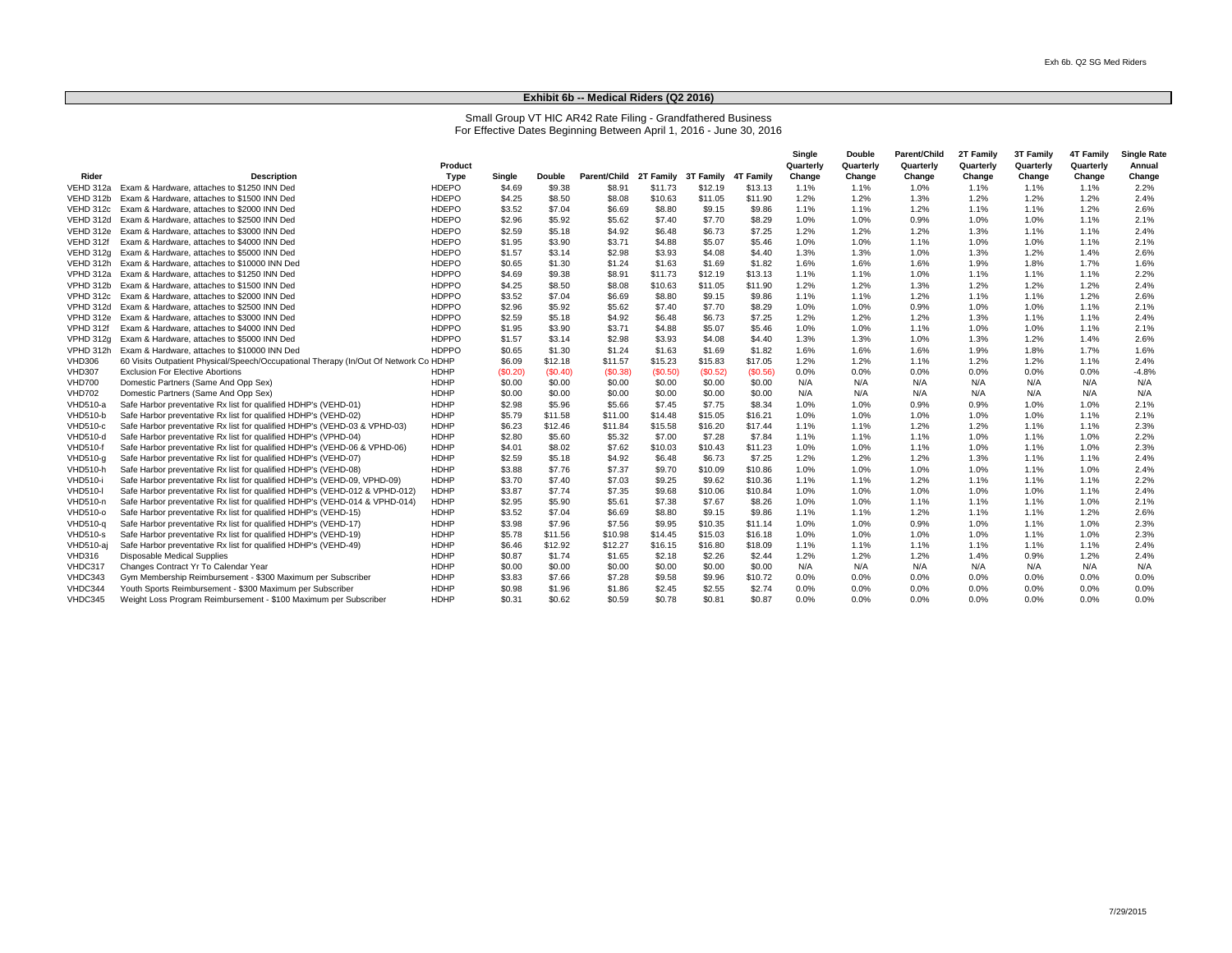## Exhibit 6b -- Medical Riders (Q2 2016)

Small Group VT HIC AR42 Rate Filing - Grandfathered Business
For Effective Dates Beginning Between April 1, 2016 - June 30, 2016

| Rider | Description | Product Type | Single | Double | Parent/Child | 2T Family | 3T Family | 4T Family | Single Quarterly Change | Double Quarterly Change | Parent/Child Quarterly Change | 2T Family Quarterly Change | 3T Family Quarterly Change | 4T Family Quarterly Change | Single Rate Annual Change |
|---|---|---|---|---|---|---|---|---|---|---|---|---|---|---|---|
| VEHD 312a | Exam & Hardware, attaches to $1250 INN Ded | HDEPO | $4.69 | $9.38 | $8.91 | $11.73 | $12.19 | $13.13 | 1.1% | 1.1% | 1.0% | 1.1% | 1.1% | 1.1% | 2.2% |
| VEHD 312b | Exam & Hardware, attaches to $1500 INN Ded | HDEPO | $4.25 | $8.50 | $8.08 | $10.63 | $11.05 | $11.90 | 1.2% | 1.2% | 1.3% | 1.2% | 1.2% | 1.2% | 2.4% |
| VEHD 312c | Exam & Hardware, attaches to $2000 INN Ded | HDEPO | $3.52 | $7.04 | $6.69 | $8.80 | $9.15 | $9.86 | 1.1% | 1.1% | 1.2% | 1.1% | 1.1% | 1.2% | 2.6% |
| VEHD 312d | Exam & Hardware, attaches to $2500 INN Ded | HDEPO | $2.96 | $5.92 | $5.62 | $7.40 | $7.70 | $8.29 | 1.0% | 1.0% | 0.9% | 1.0% | 1.0% | 1.1% | 2.1% |
| VEHD 312e | Exam & Hardware, attaches to $3000 INN Ded | HDEPO | $2.59 | $5.18 | $4.92 | $6.48 | $6.73 | $7.25 | 1.2% | 1.2% | 1.2% | 1.3% | 1.1% | 1.1% | 2.4% |
| VEHD 312f | Exam & Hardware, attaches to $4000 INN Ded | HDEPO | $1.95 | $3.90 | $3.71 | $4.88 | $5.07 | $5.46 | 1.0% | 1.0% | 1.1% | 1.0% | 1.0% | 1.1% | 2.1% |
| VEHD 312g | Exam & Hardware, attaches to $5000 INN Ded | HDEPO | $1.57 | $3.14 | $2.98 | $3.93 | $4.08 | $4.40 | 1.3% | 1.3% | 1.0% | 1.3% | 1.2% | 1.4% | 2.6% |
| VEHD 312h | Exam & Hardware, attaches to $10000 INN Ded | HDEPO | $0.65 | $1.30 | $1.24 | $1.63 | $1.69 | $1.82 | 1.6% | 1.6% | 1.6% | 1.9% | 1.8% | 1.7% | 1.6% |
| VPHD 312a | Exam & Hardware, attaches to $1250 INN Ded | HDPPO | $4.69 | $9.38 | $8.91 | $11.73 | $12.19 | $13.13 | 1.1% | 1.1% | 1.0% | 1.1% | 1.1% | 1.1% | 2.2% |
| VPHD 312b | Exam & Hardware, attaches to $1500 INN Ded | HDPPO | $4.25 | $8.50 | $8.08 | $10.63 | $11.05 | $11.90 | 1.2% | 1.2% | 1.3% | 1.2% | 1.2% | 1.2% | 2.4% |
| VPHD 312c | Exam & Hardware, attaches to $2000 INN Ded | HDPPO | $3.52 | $7.04 | $6.69 | $8.80 | $9.15 | $9.86 | 1.1% | 1.1% | 1.2% | 1.1% | 1.1% | 1.2% | 2.6% |
| VPHD 312d | Exam & Hardware, attaches to $2500 INN Ded | HDPPO | $2.96 | $5.92 | $5.62 | $7.40 | $7.70 | $8.29 | 1.0% | 1.0% | 0.9% | 1.0% | 1.0% | 1.1% | 2.1% |
| VPHD 312e | Exam & Hardware, attaches to $3000 INN Ded | HDPPO | $2.59 | $5.18 | $4.92 | $6.48 | $6.73 | $7.25 | 1.2% | 1.2% | 1.2% | 1.3% | 1.1% | 1.1% | 2.4% |
| VPHD 312f | Exam & Hardware, attaches to $4000 INN Ded | HDPPO | $1.95 | $3.90 | $3.71 | $4.88 | $5.07 | $5.46 | 1.0% | 1.0% | 1.1% | 1.0% | 1.0% | 1.1% | 2.1% |
| VPHD 312g | Exam & Hardware, attaches to $5000 INN Ded | HDPPO | $1.57 | $3.14 | $2.98 | $3.93 | $4.08 | $4.40 | 1.3% | 1.3% | 1.0% | 1.3% | 1.2% | 1.4% | 2.6% |
| VPHD 312h | Exam & Hardware, attaches to $10000 INN Ded | HDPPO | $0.65 | $1.30 | $1.24 | $1.63 | $1.69 | $1.82 | 1.6% | 1.6% | 1.6% | 1.9% | 1.8% | 1.7% | 1.6% |
| VHD306 | 60 Visits Outpatient Physical/Speech/Occupational Therapy (In/Out Of Network Co | HDHP | $6.09 | $12.18 | $11.57 | $15.23 | $15.83 | $17.05 | 1.2% | 1.2% | 1.1% | 1.2% | 1.2% | 1.1% | 2.4% |
| VHD307 | Exclusion For Elective Abortions | HDHP | ($0.20) | ($0.40) | ($0.38) | ($0.50) | ($0.52) | ($0.56) | 0.0% | 0.0% | 0.0% | 0.0% | 0.0% | 0.0% | -4.8% |
| VHD700 | Domestic Partners (Same And Opp Sex) | HDHP | $0.00 | $0.00 | $0.00 | $0.00 | $0.00 | $0.00 | N/A | N/A | N/A | N/A | N/A | N/A | N/A |
| VHD702 | Domestic Partners (Same And Opp Sex) | HDHP | $0.00 | $0.00 | $0.00 | $0.00 | $0.00 | $0.00 | N/A | N/A | N/A | N/A | N/A | N/A | N/A |
| VHD510-a | Safe Harbor preventative Rx list for qualified HDHP's (VEHD-01) | HDHP | $2.98 | $5.96 | $5.66 | $7.45 | $7.75 | $8.34 | 1.0% | 1.0% | 0.9% | 0.9% | 1.0% | 1.0% | 2.1% |
| VHD510-b | Safe Harbor preventative Rx list for qualified HDHP's (VEHD-02) | HDHP | $5.79 | $11.58 | $11.00 | $14.48 | $15.05 | $16.21 | 1.0% | 1.0% | 1.0% | 1.0% | 1.0% | 1.1% | 2.1% |
| VHD510-c | Safe Harbor preventative Rx list for qualified HDHP's (VEHD-03 & VPHD-03) | HDHP | $6.23 | $12.46 | $11.84 | $15.58 | $16.20 | $17.44 | 1.1% | 1.1% | 1.2% | 1.2% | 1.1% | 1.1% | 2.3% |
| VHD510-d | Safe Harbor preventative Rx list for qualified HDHP's (VPHD-04) | HDHP | $2.80 | $5.60 | $5.32 | $7.00 | $7.28 | $7.84 | 1.1% | 1.1% | 1.1% | 1.0% | 1.1% | 1.0% | 2.2% |
| VHD510-f | Safe Harbor preventative Rx list for qualified HDHP's (VEHD-06 & VPHD-06) | HDHP | $4.01 | $8.02 | $7.62 | $10.03 | $10.43 | $11.23 | 1.0% | 1.0% | 1.1% | 1.0% | 1.1% | 1.0% | 2.3% |
| VHD510-g | Safe Harbor preventative Rx list for qualified HDHP's (VEHD-07) | HDHP | $2.59 | $5.18 | $4.92 | $6.48 | $6.73 | $7.25 | 1.2% | 1.2% | 1.2% | 1.3% | 1.1% | 1.1% | 2.4% |
| VHD510-h | Safe Harbor preventative Rx list for qualified HDHP's (VEHD-08) | HDHP | $3.88 | $7.76 | $7.37 | $9.70 | $10.09 | $10.86 | 1.0% | 1.0% | 1.0% | 1.0% | 1.1% | 1.0% | 2.4% |
| VHD510-i | Safe Harbor preventative Rx list for qualified HDHP's (VEHD-09, VPHD-09) | HDHP | $3.70 | $7.40 | $7.03 | $9.25 | $9.62 | $10.36 | 1.1% | 1.1% | 1.2% | 1.1% | 1.1% | 1.1% | 2.2% |
| VHD510-l | Safe Harbor preventative Rx list for qualified HDHP's (VEHD-012 & VPHD-012) | HDHP | $3.87 | $7.74 | $7.35 | $9.68 | $10.06 | $10.84 | 1.0% | 1.0% | 1.0% | 1.0% | 1.0% | 1.1% | 2.4% |
| VHD510-n | Safe Harbor preventative Rx list for qualified HDHP's (VEHD-014 & VPHD-014) | HDHP | $2.95 | $5.90 | $5.61 | $7.38 | $7.67 | $8.26 | 1.0% | 1.0% | 1.1% | 1.1% | 1.1% | 1.0% | 2.1% |
| VHD510-o | Safe Harbor preventative Rx list for qualified HDHP's (VEHD-15) | HDHP | $3.52 | $7.04 | $6.69 | $8.80 | $9.15 | $9.86 | 1.1% | 1.1% | 1.2% | 1.1% | 1.1% | 1.2% | 2.6% |
| VHD510-q | Safe Harbor preventative Rx list for qualified HDHP's (VEHD-17) | HDHP | $3.98 | $7.96 | $7.56 | $9.95 | $10.35 | $11.14 | 1.0% | 1.0% | 0.9% | 1.0% | 1.1% | 1.0% | 2.3% |
| VHD510-s | Safe Harbor preventative Rx list for qualified HDHP's (VEHD-19) | HDHP | $5.78 | $11.56 | $10.98 | $14.45 | $15.03 | $16.18 | 1.0% | 1.0% | 1.0% | 1.0% | 1.1% | 1.0% | 2.3% |
| VHD510-aj | Safe Harbor preventative Rx list for qualified HDHP's (VEHD-49) | HDHP | $6.46 | $12.92 | $12.27 | $16.15 | $16.80 | $18.09 | 1.1% | 1.1% | 1.1% | 1.1% | 1.1% | 1.1% | 2.4% |
| VHD316 | Disposable Medical Supplies | HDHP | $0.87 | $1.74 | $1.65 | $2.18 | $2.26 | $2.44 | 1.2% | 1.2% | 1.2% | 1.4% | 0.9% | 1.2% | 2.4% |
| VHDC317 | Changes Contract Yr To Calendar Year | HDHP | $0.00 | $0.00 | $0.00 | $0.00 | $0.00 | $0.00 | N/A | N/A | N/A | N/A | N/A | N/A | N/A |
| VHDC343 | Gym Membership Reimbursement - $300 Maximum per Subscriber | HDHP | $3.83 | $7.66 | $7.28 | $9.58 | $9.96 | $10.72 | 0.0% | 0.0% | 0.0% | 0.0% | 0.0% | 0.0% | 0.0% |
| VHDC344 | Youth Sports Reimbursement - $300 Maximum per Subscriber | HDHP | $0.98 | $1.96 | $1.86 | $2.45 | $2.55 | $2.74 | 0.0% | 0.0% | 0.0% | 0.0% | 0.0% | 0.0% | 0.0% |
| VHDC345 | Weight Loss Program Reimbursement - $100 Maximum per Subscriber | HDHP | $0.31 | $0.62 | $0.59 | $0.78 | $0.81 | $0.87 | 0.0% | 0.0% | 0.0% | 0.0% | 0.0% | 0.0% | 0.0% |

7/29/2015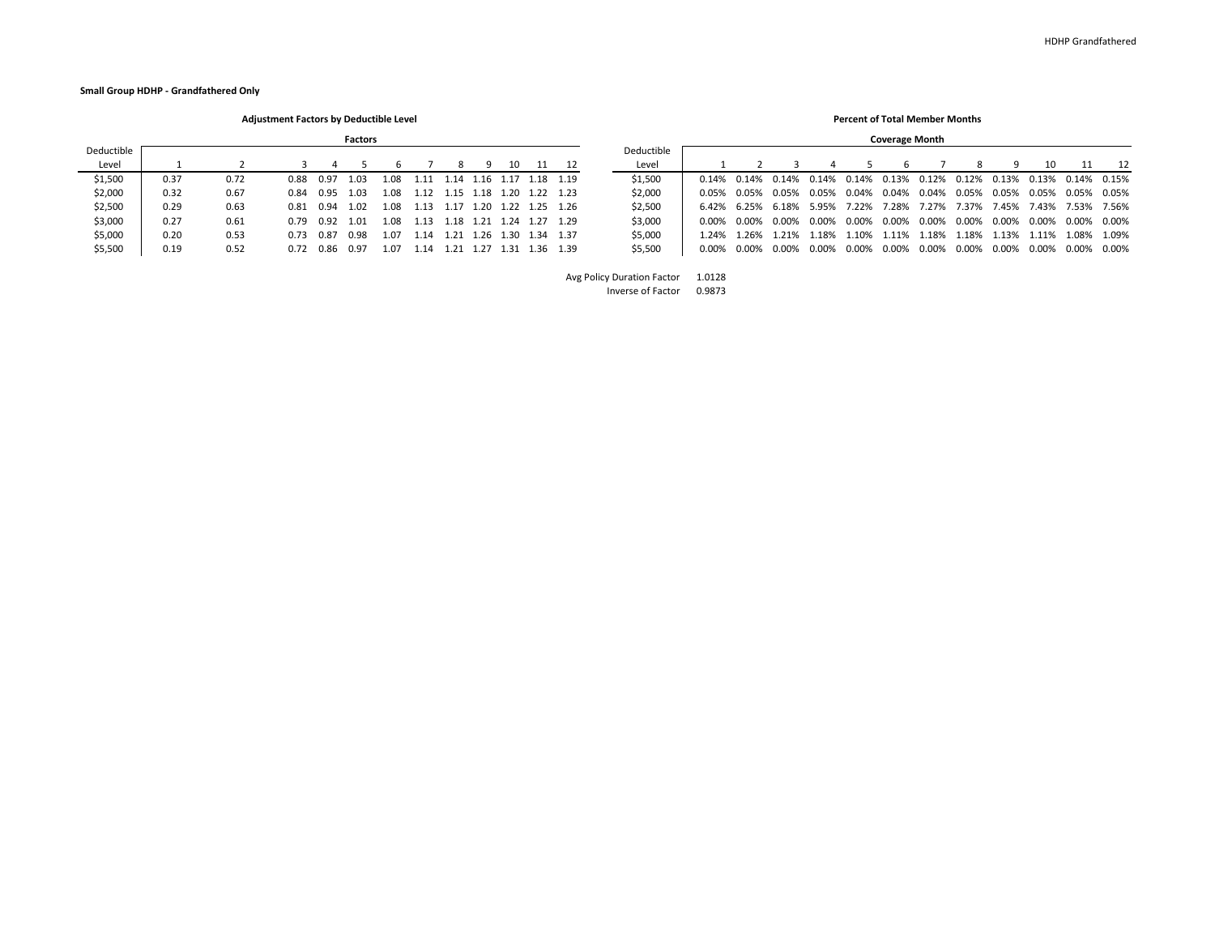**Small Group HDHP - Grandfathered Only**

**Adjustment Factors by Deductible Level**

| Deductible Level | Factors | | | | | | | | | | | |
|---|---|---|---|---|---|---|---|---|---|---|---|---|
| | 1 | 2 | 3 | 4 | 5 | 6 | 7 | 8 | 9 | 10 | 11 | 12 |
| $1,500 | 0.37 | 0.72 | 0.88 | 0.97 | 1.03 | 1.08 | 1.11 | 1.14 | 1.16 | 1.17 | 1.18 | 1.19 |
| $2,000 | 0.32 | 0.67 | 0.84 | 0.95 | 1.03 | 1.08 | 1.12 | 1.15 | 1.18 | 1.20 | 1.22 | 1.23 |
| $2,500 | 0.29 | 0.63 | 0.81 | 0.94 | 1.02 | 1.08 | 1.13 | 1.17 | 1.20 | 1.22 | 1.25 | 1.26 |
| $3,000 | 0.27 | 0.61 | 0.79 | 0.92 | 1.01 | 1.08 | 1.13 | 1.18 | 1.21 | 1.24 | 1.27 | 1.29 |
| $5,000 | 0.20 | 0.53 | 0.73 | 0.87 | 0.98 | 1.07 | 1.14 | 1.21 | 1.26 | 1.30 | 1.34 | 1.37 |
| $5,500 | 0.19 | 0.52 | 0.72 | 0.86 | 0.97 | 1.07 | 1.14 | 1.21 | 1.27 | 1.31 | 1.36 | 1.39 |

**Percent of Total Member Months**

| Deductible Level | Coverage Month | | | | | | | | | | | |
|---|---|---|---|---|---|---|---|---|---|---|---|---|
| | 1 | 2 | 3 | 4 | 5 | 6 | 7 | 8 | 9 | 10 | 11 | 12 |
| $1,500 | 0.14% | 0.14% | 0.14% | 0.14% | 0.14% | 0.13% | 0.12% | 0.12% | 0.13% | 0.13% | 0.14% | 0.15% |
| $2,000 | 0.05% | 0.05% | 0.05% | 0.05% | 0.04% | 0.04% | 0.04% | 0.05% | 0.05% | 0.05% | 0.05% | 0.05% |
| $2,500 | 6.42% | 6.25% | 6.18% | 5.95% | 7.22% | 7.28% | 7.27% | 7.37% | 7.45% | 7.43% | 7.53% | 7.56% |
| $3,000 | 0.00% | 0.00% | 0.00% | 0.00% | 0.00% | 0.00% | 0.00% | 0.00% | 0.00% | 0.00% | 0.00% | 0.00% |
| $5,000 | 1.24% | 1.26% | 1.21% | 1.18% | 1.10% | 1.11% | 1.18% | 1.18% | 1.13% | 1.11% | 1.08% | 1.09% |
| $5,500 | 0.00% | 0.00% | 0.00% | 0.00% | 0.00% | 0.00% | 0.00% | 0.00% | 0.00% | 0.00% | 0.00% | 0.00% |

| | |
|---|---|
| Avg Policy Duration Factor | 1.0128 |
| Inverse of Factor | 0.9873 |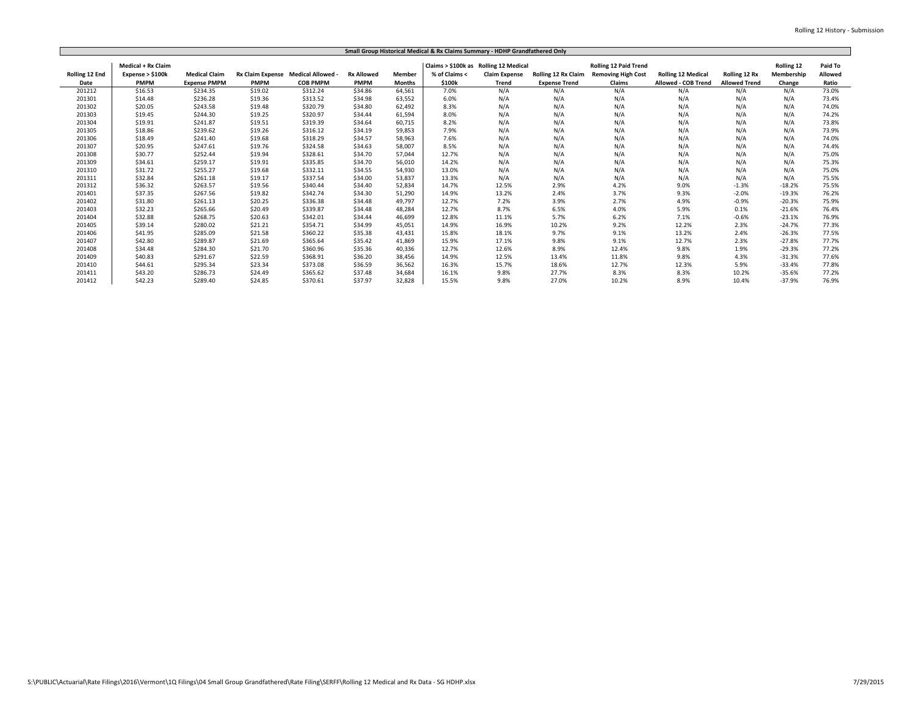## Small Group Historical Medical & Rx Claims Summary - HDHP Grandfathered Only

| Rolling 12 End Date | Medical + Rx Claim Expense > $100k PMPM | Medical Claim Expense PMPM | Rx Claim Expense PMPM | Medical Allowed - COB PMPM | Rx Allowed PMPM | Member Months | Claims > $100k as % of Claims < $100k | Rolling 12 Medical Claim Expense Trend | Rolling 12 Rx Claim Expense Trend | Rolling 12 Paid Trend Removing High Cost Claims | Rolling 12 Medical Allowed - COB Trend | Rolling 12 Rx Allowed Trend | Rolling 12 Membership Change | Paid To Allowed Ratio |
|---|---|---|---|---|---|---|---|---|---|---|---|---|---|---|
| 201212 | $16.53 | $234.35 | $19.02 | $312.24 | $34.86 | 64,561 | 7.0% | N/A | N/A | N/A | N/A | N/A | N/A | 73.0% |
| 201301 | $14.48 | $236.28 | $19.36 | $313.52 | $34.98 | 63,552 | 6.0% | N/A | N/A | N/A | N/A | N/A | N/A | 73.4% |
| 201302 | $20.05 | $243.58 | $19.48 | $320.79 | $34.80 | 62,492 | 8.3% | N/A | N/A | N/A | N/A | N/A | N/A | 74.0% |
| 201303 | $19.45 | $244.30 | $19.25 | $320.97 | $34.44 | 61,594 | 8.0% | N/A | N/A | N/A | N/A | N/A | N/A | 74.2% |
| 201304 | $19.91 | $241.87 | $19.51 | $319.39 | $34.64 | 60,715 | 8.2% | N/A | N/A | N/A | N/A | N/A | N/A | 73.8% |
| 201305 | $18.86 | $239.62 | $19.26 | $316.12 | $34.19 | 59,853 | 7.9% | N/A | N/A | N/A | N/A | N/A | N/A | 73.9% |
| 201306 | $18.49 | $241.40 | $19.68 | $318.29 | $34.57 | 58,963 | 7.6% | N/A | N/A | N/A | N/A | N/A | N/A | 74.0% |
| 201307 | $20.95 | $247.61 | $19.76 | $324.58 | $34.63 | 58,007 | 8.5% | N/A | N/A | N/A | N/A | N/A | N/A | 74.4% |
| 201308 | $30.77 | $252.44 | $19.94 | $328.61 | $34.70 | 57,044 | 12.7% | N/A | N/A | N/A | N/A | N/A | N/A | 75.0% |
| 201309 | $34.61 | $259.17 | $19.91 | $335.85 | $34.70 | 56,010 | 14.2% | N/A | N/A | N/A | N/A | N/A | N/A | 75.3% |
| 201310 | $31.72 | $255.27 | $19.68 | $332.11 | $34.55 | 54,930 | 13.0% | N/A | N/A | N/A | N/A | N/A | N/A | 75.0% |
| 201311 | $32.84 | $261.18 | $19.17 | $337.54 | $34.00 | 53,837 | 13.3% | N/A | N/A | N/A | N/A | N/A | N/A | 75.5% |
| 201312 | $36.32 | $263.57 | $19.56 | $340.44 | $34.40 | 52,834 | 14.7% | 12.5% | 2.9% | 4.2% | 9.0% | -1.3% | -18.2% | 75.5% |
| 201401 | $37.35 | $267.56 | $19.82 | $342.74 | $34.30 | 51,290 | 14.9% | 13.2% | 2.4% | 3.7% | 9.3% | -2.0% | -19.3% | 76.2% |
| 201402 | $31.80 | $261.13 | $20.25 | $336.38 | $34.48 | 49,797 | 12.7% | 7.2% | 3.9% | 2.7% | 4.9% | -0.9% | -20.3% | 75.9% |
| 201403 | $32.23 | $265.66 | $20.49 | $339.87 | $34.48 | 48,284 | 12.7% | 8.7% | 6.5% | 4.0% | 5.9% | 0.1% | -21.6% | 76.4% |
| 201404 | $32.88 | $268.75 | $20.63 | $342.01 | $34.44 | 46,699 | 12.8% | 11.1% | 5.7% | 6.2% | 7.1% | -0.6% | -23.1% | 76.9% |
| 201405 | $39.14 | $280.02 | $21.21 | $354.71 | $34.99 | 45,051 | 14.9% | 16.9% | 10.2% | 9.2% | 12.2% | 2.3% | -24.7% | 77.3% |
| 201406 | $41.95 | $285.09 | $21.58 | $360.22 | $35.38 | 43,431 | 15.8% | 18.1% | 9.7% | 9.1% | 13.2% | 2.4% | -26.3% | 77.5% |
| 201407 | $42.80 | $289.87 | $21.69 | $365.64 | $35.42 | 41,869 | 15.9% | 17.1% | 9.8% | 9.1% | 12.7% | 2.3% | -27.8% | 77.7% |
| 201408 | $34.48 | $284.30 | $21.70 | $360.96 | $35.36 | 40,336 | 12.7% | 12.6% | 8.9% | 12.4% | 9.8% | 1.9% | -29.3% | 77.2% |
| 201409 | $40.83 | $291.67 | $22.59 | $368.91 | $36.20 | 38,456 | 14.9% | 12.5% | 13.4% | 11.8% | 9.8% | 4.3% | -31.3% | 77.6% |
| 201410 | $44.61 | $295.34 | $23.34 | $373.08 | $36.59 | 36,562 | 16.3% | 15.7% | 18.6% | 12.7% | 12.3% | 5.9% | -33.4% | 77.8% |
| 201411 | $43.20 | $286.73 | $24.49 | $365.62 | $37.48 | 34,684 | 16.1% | 9.8% | 27.7% | 8.3% | 8.3% | 10.2% | -35.6% | 77.2% |
| 201412 | $42.23 | $289.40 | $24.85 | $370.61 | $37.97 | 32,828 | 15.5% | 9.8% | 27.0% | 10.2% | 8.9% | 10.4% | -37.9% | 76.9% |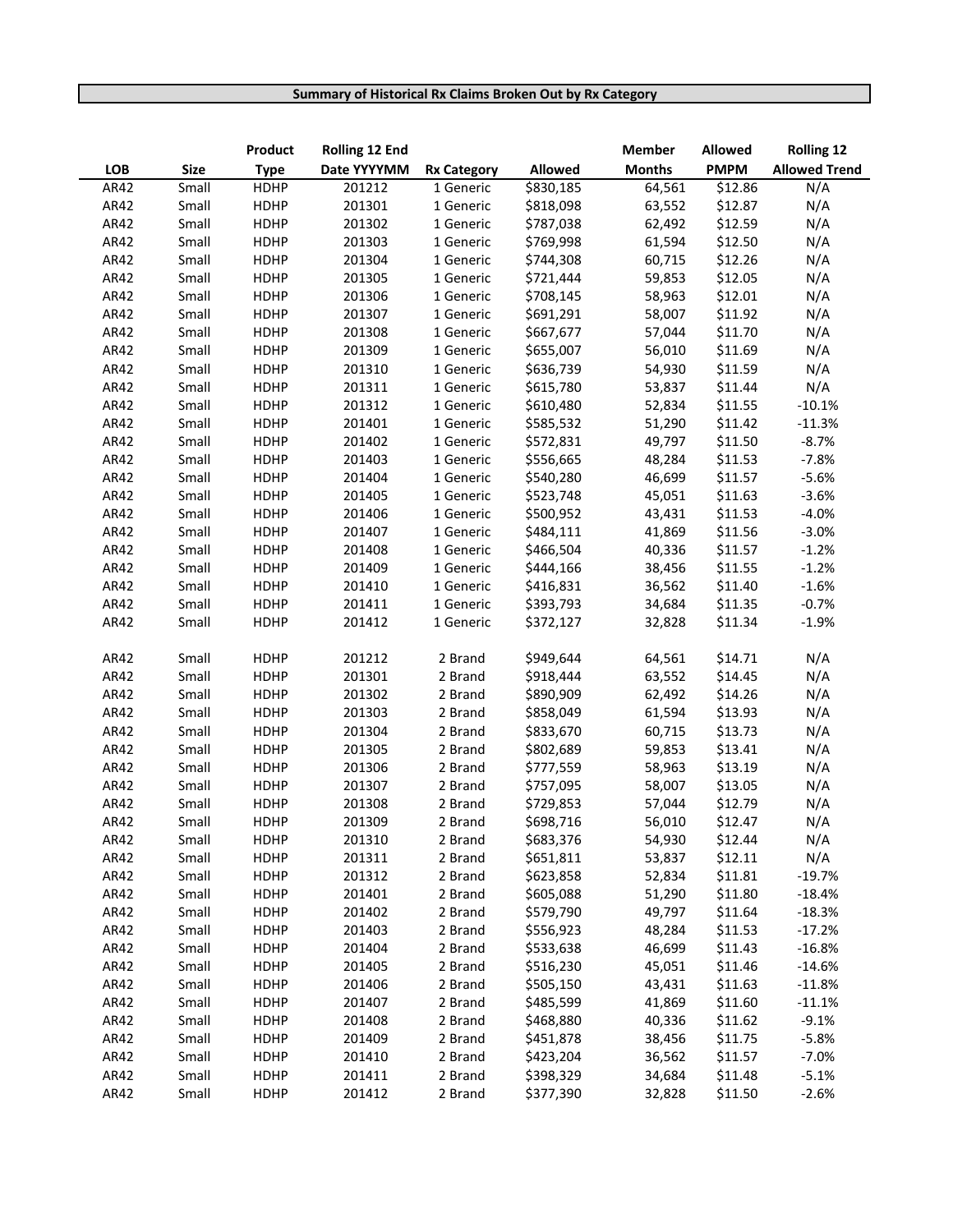**Summary of Historical Rx Claims Broken Out by Rx Category**

| LOB | Size | Product Type | Rolling 12 End Date YYYYMM | Rx Category | Allowed | Member Months | Allowed PMPM | Rolling 12 Allowed Trend |
|---|---|---|---|---|---|---|---|---|
| AR42 | Small | HDHP | 201212 | 1 Generic | $830,185 | 64,561 | $12.86 | N/A |
| AR42 | Small | HDHP | 201301 | 1 Generic | $818,098 | 63,552 | $12.87 | N/A |
| AR42 | Small | HDHP | 201302 | 1 Generic | $787,038 | 62,492 | $12.59 | N/A |
| AR42 | Small | HDHP | 201303 | 1 Generic | $769,998 | 61,594 | $12.50 | N/A |
| AR42 | Small | HDHP | 201304 | 1 Generic | $744,308 | 60,715 | $12.26 | N/A |
| AR42 | Small | HDHP | 201305 | 1 Generic | $721,444 | 59,853 | $12.05 | N/A |
| AR42 | Small | HDHP | 201306 | 1 Generic | $708,145 | 58,963 | $12.01 | N/A |
| AR42 | Small | HDHP | 201307 | 1 Generic | $691,291 | 58,007 | $11.92 | N/A |
| AR42 | Small | HDHP | 201308 | 1 Generic | $667,677 | 57,044 | $11.70 | N/A |
| AR42 | Small | HDHP | 201309 | 1 Generic | $655,007 | 56,010 | $11.69 | N/A |
| AR42 | Small | HDHP | 201310 | 1 Generic | $636,739 | 54,930 | $11.59 | N/A |
| AR42 | Small | HDHP | 201311 | 1 Generic | $615,780 | 53,837 | $11.44 | N/A |
| AR42 | Small | HDHP | 201312 | 1 Generic | $610,480 | 52,834 | $11.55 | -10.1% |
| AR42 | Small | HDHP | 201401 | 1 Generic | $585,532 | 51,290 | $11.42 | -11.3% |
| AR42 | Small | HDHP | 201402 | 1 Generic | $572,831 | 49,797 | $11.50 | -8.7% |
| AR42 | Small | HDHP | 201403 | 1 Generic | $556,665 | 48,284 | $11.53 | -7.8% |
| AR42 | Small | HDHP | 201404 | 1 Generic | $540,280 | 46,699 | $11.57 | -5.6% |
| AR42 | Small | HDHP | 201405 | 1 Generic | $523,748 | 45,051 | $11.63 | -3.6% |
| AR42 | Small | HDHP | 201406 | 1 Generic | $500,952 | 43,431 | $11.53 | -4.0% |
| AR42 | Small | HDHP | 201407 | 1 Generic | $484,111 | 41,869 | $11.56 | -3.0% |
| AR42 | Small | HDHP | 201408 | 1 Generic | $466,504 | 40,336 | $11.57 | -1.2% |
| AR42 | Small | HDHP | 201409 | 1 Generic | $444,166 | 38,456 | $11.55 | -1.2% |
| AR42 | Small | HDHP | 201410 | 1 Generic | $416,831 | 36,562 | $11.40 | -1.6% |
| AR42 | Small | HDHP | 201411 | 1 Generic | $393,793 | 34,684 | $11.35 | -0.7% |
| AR42 | Small | HDHP | 201412 | 1 Generic | $372,127 | 32,828 | $11.34 | -1.9% |
| | | | | | | | | |
| AR42 | Small | HDHP | 201212 | 2 Brand | $949,644 | 64,561 | $14.71 | N/A |
| AR42 | Small | HDHP | 201301 | 2 Brand | $918,444 | 63,552 | $14.45 | N/A |
| AR42 | Small | HDHP | 201302 | 2 Brand | $890,909 | 62,492 | $14.26 | N/A |
| AR42 | Small | HDHP | 201303 | 2 Brand | $858,049 | 61,594 | $13.93 | N/A |
| AR42 | Small | HDHP | 201304 | 2 Brand | $833,670 | 60,715 | $13.73 | N/A |
| AR42 | Small | HDHP | 201305 | 2 Brand | $802,689 | 59,853 | $13.41 | N/A |
| AR42 | Small | HDHP | 201306 | 2 Brand | $777,559 | 58,963 | $13.19 | N/A |
| AR42 | Small | HDHP | 201307 | 2 Brand | $757,095 | 58,007 | $13.05 | N/A |
| AR42 | Small | HDHP | 201308 | 2 Brand | $729,853 | 57,044 | $12.79 | N/A |
| AR42 | Small | HDHP | 201309 | 2 Brand | $698,716 | 56,010 | $12.47 | N/A |
| AR42 | Small | HDHP | 201310 | 2 Brand | $683,376 | 54,930 | $12.44 | N/A |
| AR42 | Small | HDHP | 201311 | 2 Brand | $651,811 | 53,837 | $12.11 | N/A |
| AR42 | Small | HDHP | 201312 | 2 Brand | $623,858 | 52,834 | $11.81 | -19.7% |
| AR42 | Small | HDHP | 201401 | 2 Brand | $605,088 | 51,290 | $11.80 | -18.4% |
| AR42 | Small | HDHP | 201402 | 2 Brand | $579,790 | 49,797 | $11.64 | -18.3% |
| AR42 | Small | HDHP | 201403 | 2 Brand | $556,923 | 48,284 | $11.53 | -17.2% |
| AR42 | Small | HDHP | 201404 | 2 Brand | $533,638 | 46,699 | $11.43 | -16.8% |
| AR42 | Small | HDHP | 201405 | 2 Brand | $516,230 | 45,051 | $11.46 | -14.6% |
| AR42 | Small | HDHP | 201406 | 2 Brand | $505,150 | 43,431 | $11.63 | -11.8% |
| AR42 | Small | HDHP | 201407 | 2 Brand | $485,599 | 41,869 | $11.60 | -11.1% |
| AR42 | Small | HDHP | 201408 | 2 Brand | $468,880 | 40,336 | $11.62 | -9.1% |
| AR42 | Small | HDHP | 201409 | 2 Brand | $451,878 | 38,456 | $11.75 | -5.8% |
| AR42 | Small | HDHP | 201410 | 2 Brand | $423,204 | 36,562 | $11.57 | -7.0% |
| AR42 | Small | HDHP | 201411 | 2 Brand | $398,329 | 34,684 | $11.48 | -5.1% |
| AR42 | Small | HDHP | 201412 | 2 Brand | $377,390 | 32,828 | $11.50 | -2.6% |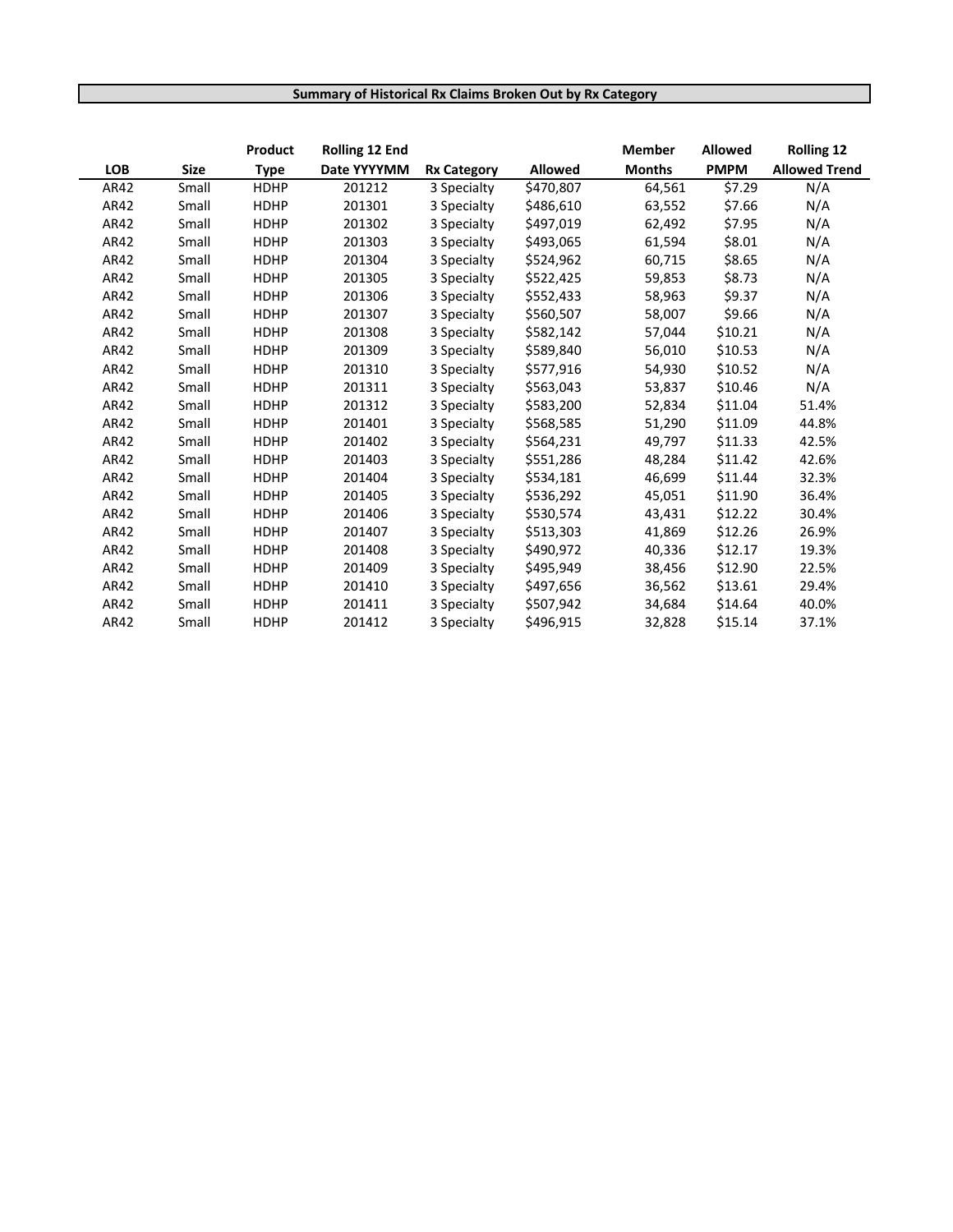**Summary of Historical Rx Claims Broken Out by Rx Category**

| LOB | Size | Product Type | Rolling 12 End Date YYYYMM | Rx Category | Allowed | Member Months | Allowed PMPM | Rolling 12 Allowed Trend |
|---|---|---|---|---|---|---|---|---|
| AR42 | Small | HDHP | 201212 | 3 Specialty | $470,807 | 64,561 | $7.29 | N/A |
| AR42 | Small | HDHP | 201301 | 3 Specialty | $486,610 | 63,552 | $7.66 | N/A |
| AR42 | Small | HDHP | 201302 | 3 Specialty | $497,019 | 62,492 | $7.95 | N/A |
| AR42 | Small | HDHP | 201303 | 3 Specialty | $493,065 | 61,594 | $8.01 | N/A |
| AR42 | Small | HDHP | 201304 | 3 Specialty | $524,962 | 60,715 | $8.65 | N/A |
| AR42 | Small | HDHP | 201305 | 3 Specialty | $522,425 | 59,853 | $8.73 | N/A |
| AR42 | Small | HDHP | 201306 | 3 Specialty | $552,433 | 58,963 | $9.37 | N/A |
| AR42 | Small | HDHP | 201307 | 3 Specialty | $560,507 | 58,007 | $9.66 | N/A |
| AR42 | Small | HDHP | 201308 | 3 Specialty | $582,142 | 57,044 | $10.21 | N/A |
| AR42 | Small | HDHP | 201309 | 3 Specialty | $589,840 | 56,010 | $10.53 | N/A |
| AR42 | Small | HDHP | 201310 | 3 Specialty | $577,916 | 54,930 | $10.52 | N/A |
| AR42 | Small | HDHP | 201311 | 3 Specialty | $563,043 | 53,837 | $10.46 | N/A |
| AR42 | Small | HDHP | 201312 | 3 Specialty | $583,200 | 52,834 | $11.04 | 51.4% |
| AR42 | Small | HDHP | 201401 | 3 Specialty | $568,585 | 51,290 | $11.09 | 44.8% |
| AR42 | Small | HDHP | 201402 | 3 Specialty | $564,231 | 49,797 | $11.33 | 42.5% |
| AR42 | Small | HDHP | 201403 | 3 Specialty | $551,286 | 48,284 | $11.42 | 42.6% |
| AR42 | Small | HDHP | 201404 | 3 Specialty | $534,181 | 46,699 | $11.44 | 32.3% |
| AR42 | Small | HDHP | 201405 | 3 Specialty | $536,292 | 45,051 | $11.90 | 36.4% |
| AR42 | Small | HDHP | 201406 | 3 Specialty | $530,574 | 43,431 | $12.22 | 30.4% |
| AR42 | Small | HDHP | 201407 | 3 Specialty | $513,303 | 41,869 | $12.26 | 26.9% |
| AR42 | Small | HDHP | 201408 | 3 Specialty | $490,972 | 40,336 | $12.17 | 19.3% |
| AR42 | Small | HDHP | 201409 | 3 Specialty | $495,949 | 38,456 | $12.90 | 22.5% |
| AR42 | Small | HDHP | 201410 | 3 Specialty | $497,656 | 36,562 | $13.61 | 29.4% |
| AR42 | Small | HDHP | 201411 | 3 Specialty | $507,942 | 34,684 | $14.64 | 40.0% |
| AR42 | Small | HDHP | 201412 | 3 Specialty | $496,915 | 32,828 | $15.14 | 37.1% |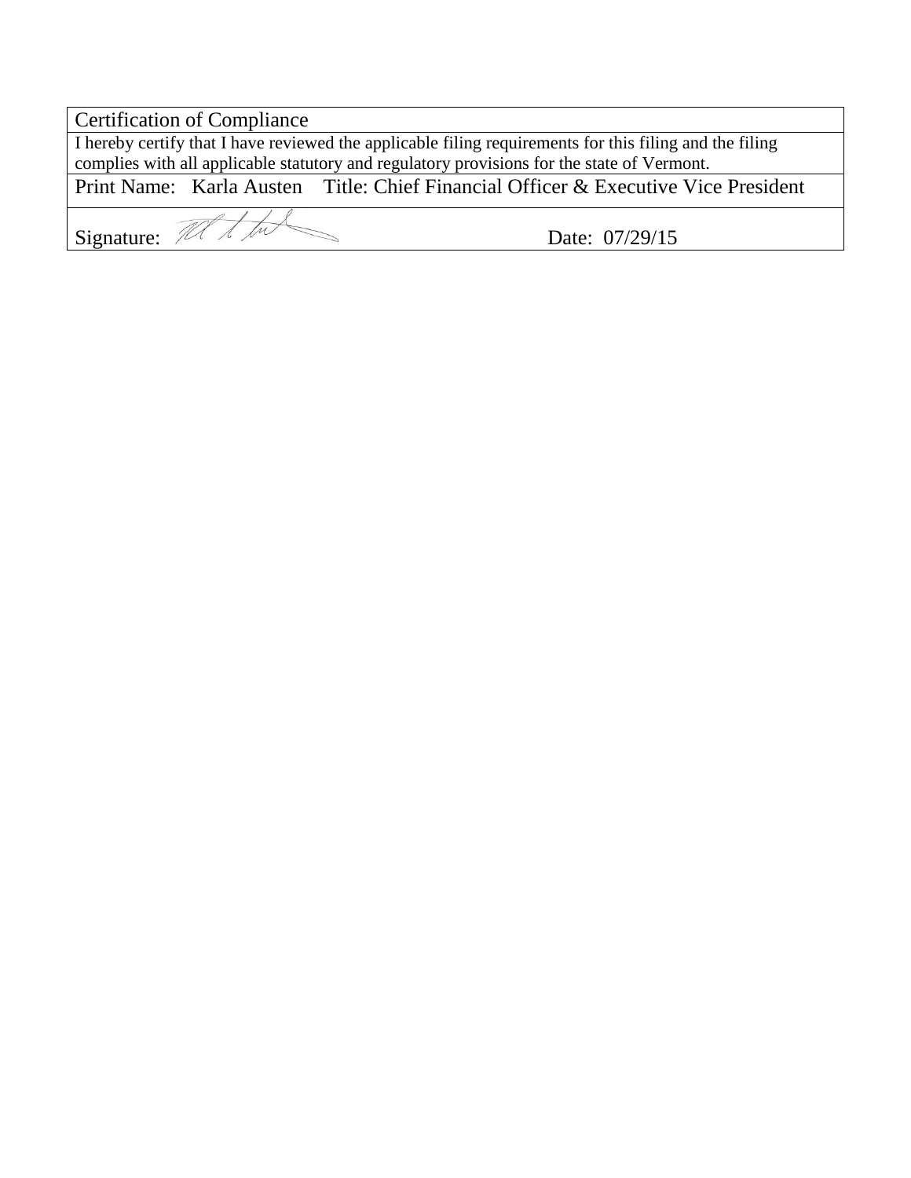| Certification of Compliance |
| --- |
| I hereby certify that I have reviewed the applicable filing requirements for this filing and the filing complies with all applicable statutory and regulatory provisions for the state of Vermont. |
| Print Name: Karla Austen Title: Chief Financial Officer & Executive Vice President |
| Signature: Date: 07/29/15 |